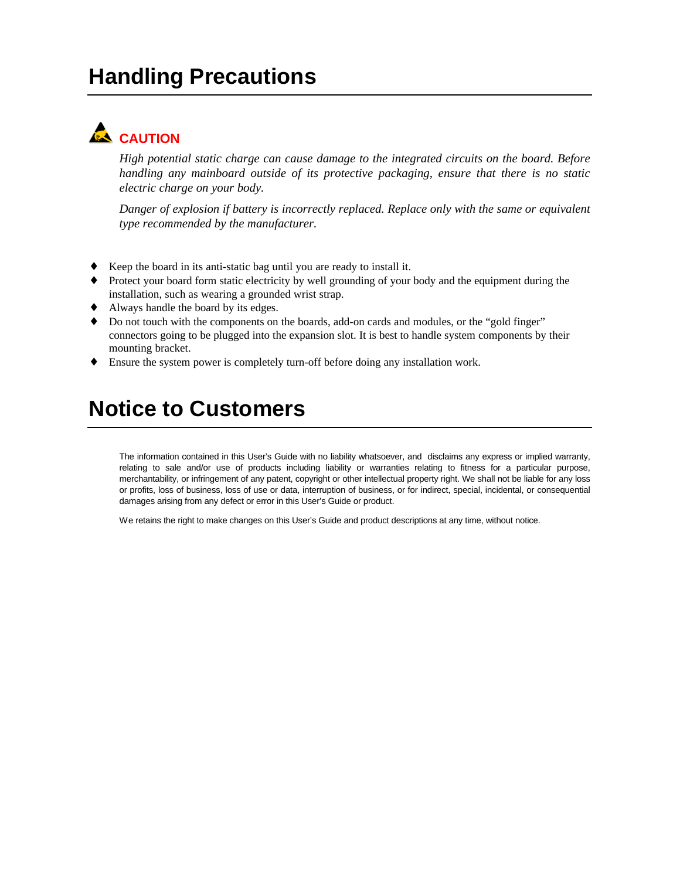# Handling Precautions

**CAUTION**

*High potential static charge can cause damage to the integrated circuits on the board. Before handling any mainboard outside of its protective packaging, ensure that there is no static electric charge on your body.*

*Danger of explosion if battery is incorrectly replaced. Replace only with the same or equivalent type recommended by the manufacturer.*

- Keep the board in its anti-static bag until you are ready to install it.
- Protect your board form static electricity by well grounding of your body and the equipment during the installation, such as wearing a grounded wrist strap.
- Always handle the board by its edges.
- Do not touch with the components on the boards, add-on cards and modules, or the "gold finger" connectors going to be plugged into the expansion slot. It is best to handle system components by their mounting bracket.
- Ensure the system power is completely turn-off before doing any installation work.

# Notice to Customers

The information contained in this User's Guide with no liability whatsoever, and disclaims any express or implied warranty, relating to sale and/or use of products including liability or warranties relating to fitness for a particular purpose, merchantability, or infringement of any patent, copyright or other intellectual property right. We shall not be liable for any loss or profits, loss of business, loss of use or data, interruption of business, or for indirect, special, incidental, or consequential damages arising from any defect or error in this User's Guide or product.

We retains the right to make changes on this User's Guide and product descriptions at any time, without notice.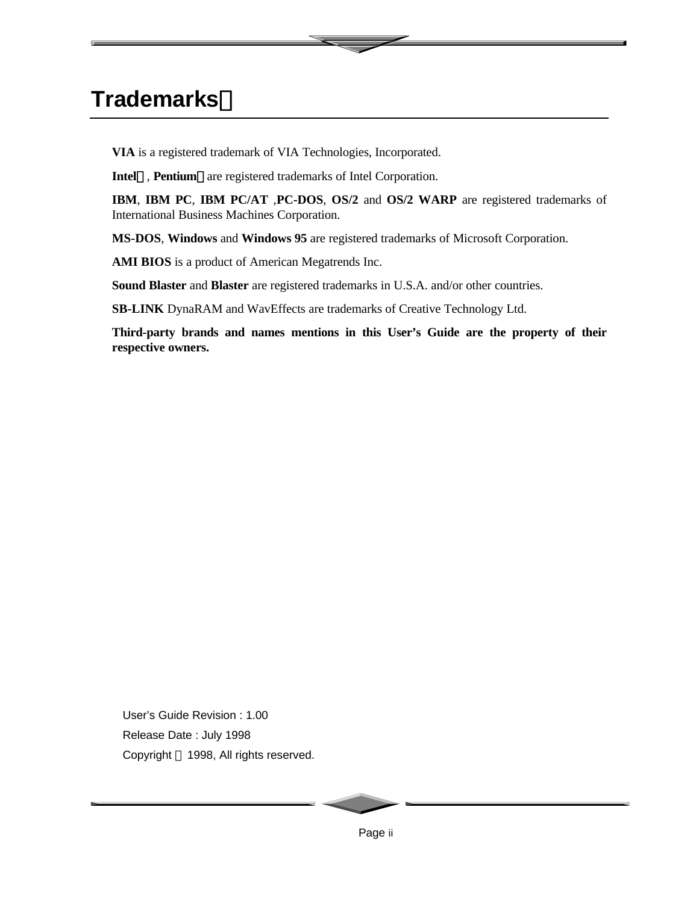# Trademarks

**VIA** is a registered trademark of VIA Technologies, Incorporated.

**Intel**, **Pentium** are registered trademarks of Intel Corporation.

**IBM**, **IBM PC**, **IBM PC/AT** ,**PC-DOS**, **OS/2** and **OS/2 WARP** are registered trademarks of International Business Machines Corporation.

**MS-DOS**, **Windows** and **Windows 95** are registered trademarks of Microsoft Corporation.

**AMI BIOS** is a product of American Megatrends Inc.

**Sound Blaster** and **Blaster** are registered trademarks in U.S.A. and/or other countries.

**SB-LINK** DynaRAM and WavEffects are trademarks of Creative Technology Ltd.

**Third-party brands and names mentions in this User's Guide are the property of their respective owners.**

User's Guide Revision : 1.00

Release Date : July 1998

Copyright 1998, All rights reserved.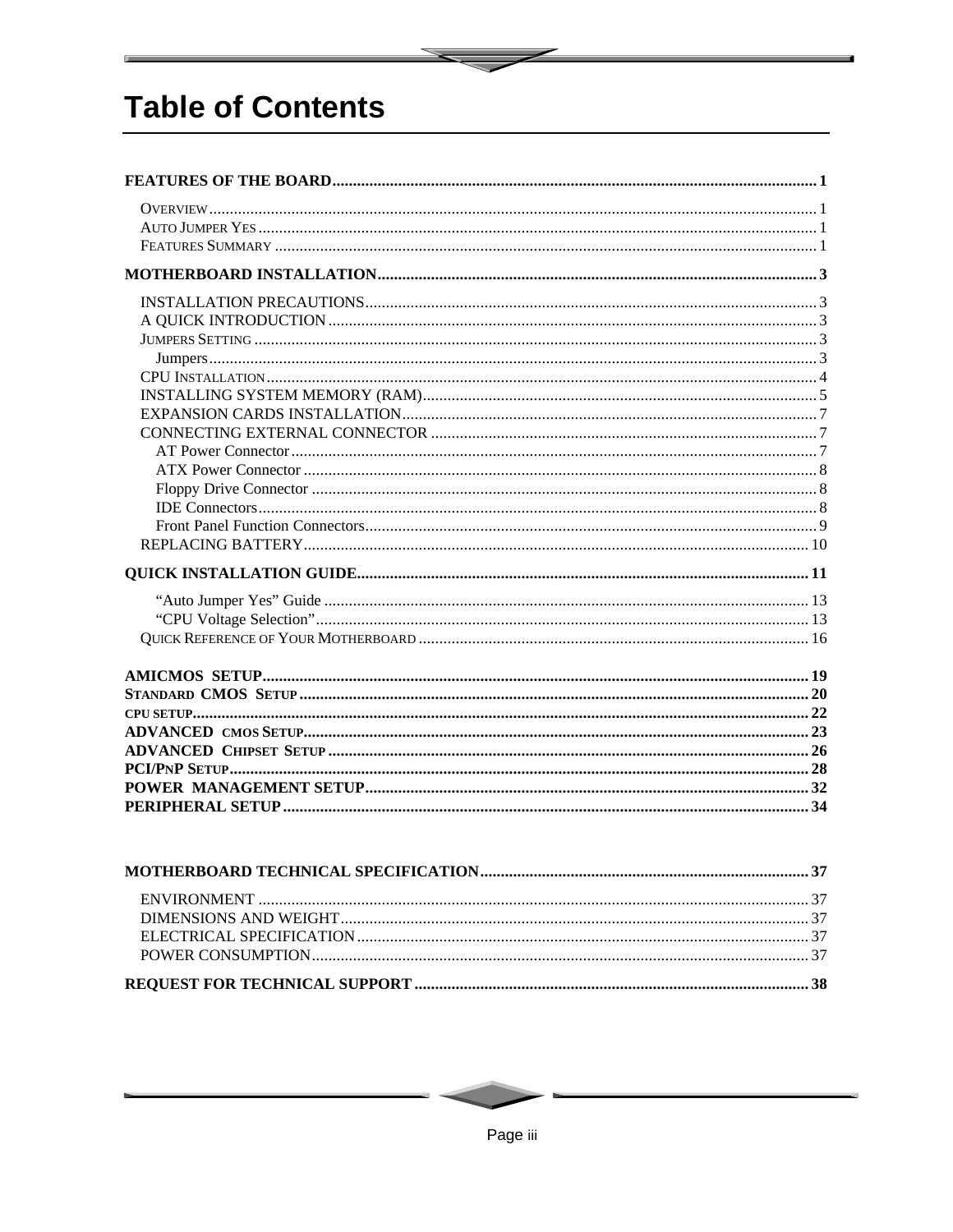# Table of Contents

**FEATURES OF THE BOARD** .......... 1

- OVERVIEW .......... 1
- AUTO JUMPER YES .......... 1
- FEATURES SUMMARY .......... 1

**MOTHERBOARD INSTALLATION** .......... 3

- INSTALLATION PRECAUTIONS .......... 3
- A QUICK INTRODUCTION .......... 3
- JUMPERS SETTING .......... 3
  - Jumpers .......... 3
- CPU INSTALLATION .......... 4
- INSTALLING SYSTEM MEMORY (RAM) .......... 5
- EXPANSION CARDS INSTALLATION .......... 7
- CONNECTING EXTERNAL CONNECTOR .......... 7
  - AT Power Connector .......... 7
  - ATX Power Connector .......... 8
  - Floppy Drive Connector .......... 8
  - IDE Connectors .......... 8
  - Front Panel Function Connectors .......... 9
- REPLACING BATTERY .......... 10

**QUICK INSTALLATION GUIDE** .......... 11

- "Auto Jumper Yes" Guide .......... 13
- "CPU Voltage Selection" .......... 13
- QUICK REFERENCE OF YOUR MOTHERBOARD .......... 16

**AMICMOS SETUP** .......... 19
**STANDARD CMOS SETUP** .......... 20
**CPU SETUP** .......... 22
**ADVANCED CMOS SETUP** .......... 23
**ADVANCED CHIPSET SETUP** .......... 26
**PCI/PNP SETUP** .......... 28
**POWER MANAGEMENT SETUP** .......... 32
**PERIPHERAL SETUP** .......... 34

**MOTHERBOARD TECHNICAL SPECIFICATION** .......... 37

- ENVIRONMENT .......... 37
- DIMENSIONS AND WEIGHT .......... 37
- ELECTRICAL SPECIFICATION .......... 37
- POWER CONSUMPTION .......... 37

**REQUEST FOR TECHNICAL SUPPORT** .......... 38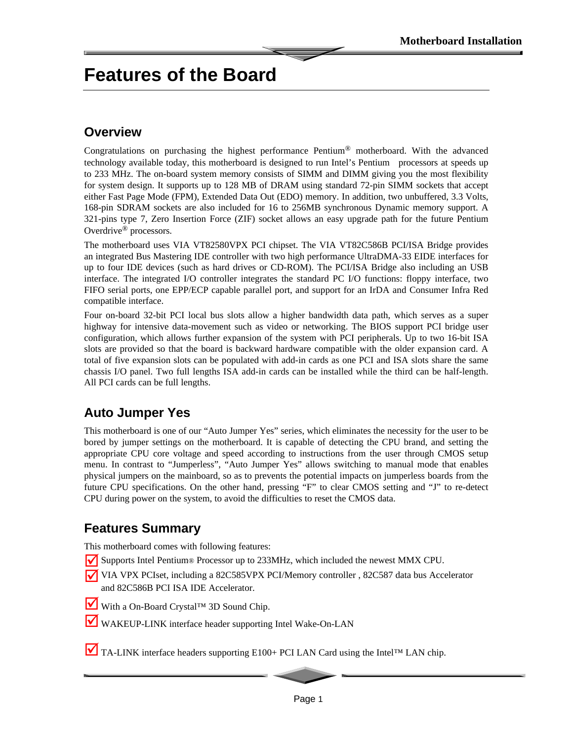# Features of the Board

## Overview

Congratulations on purchasing the highest performance Pentium® motherboard. With the advanced technology available today, this motherboard is designed to run Intel's Pentium processors at speeds up to 233 MHz. The on-board system memory consists of SIMM and DIMM giving you the most flexibility for system design. It supports up to 128 MB of DRAM using standard 72-pin SIMM sockets that accept either Fast Page Mode (FPM), Extended Data Out (EDO) memory. In addition, two unbuffered, 3.3 Volts, 168-pin SDRAM sockets are also included for 16 to 256MB synchronous Dynamic memory support. A 321-pins type 7, Zero Insertion Force (ZIF) socket allows an easy upgrade path for the future Pentium Overdrive® processors.

The motherboard uses VIA VT82580VPX PCI chipset. The VIA VT82C586B PCI/ISA Bridge provides an integrated Bus Mastering IDE controller with two high performance UltraDMA-33 EIDE interfaces for up to four IDE devices (such as hard drives or CD-ROM). The PCI/ISA Bridge also including an USB interface. The integrated I/O controller integrates the standard PC I/O functions: floppy interface, two FIFO serial ports, one EPP/ECP capable parallel port, and support for an IrDA and Consumer Infra Red compatible interface.

Four on-board 32-bit PCI local bus slots allow a higher bandwidth data path, which serves as a super highway for intensive data-movement such as video or networking. The BIOS support PCI bridge user configuration, which allows further expansion of the system with PCI peripherals. Up to two 16-bit ISA slots are provided so that the board is backward hardware compatible with the older expansion card. A total of five expansion slots can be populated with add-in cards as one PCI and ISA slots share the same chassis I/O panel. Two full lengths ISA add-in cards can be installed while the third can be half-length. All PCI cards can be full lengths.

## Auto Jumper Yes

This motherboard is one of our "Auto Jumper Yes" series, which eliminates the necessity for the user to be bored by jumper settings on the motherboard. It is capable of detecting the CPU brand, and setting the appropriate CPU core voltage and speed according to instructions from the user through CMOS setup menu. In contrast to "Jumperless", "Auto Jumper Yes" allows switching to manual mode that enables physical jumpers on the mainboard, so as to prevents the potential impacts on jumperless boards from the future CPU specifications. On the other hand, pressing "F" to clear CMOS setting and "J" to re-detect CPU during power on the system, to avoid the difficulties to reset the CMOS data.

## Features Summary

This motherboard comes with following features:

- ☑ Supports Intel Pentium® Processor up to 233MHz, which included the newest MMX CPU.
- ☑ VIA VPX PCIset, including a 82C585VPX PCI/Memory controller , 82C587 data bus Accelerator and 82C586B PCI ISA IDE Accelerator.
- ☑ With a On-Board Crystal™ 3D Sound Chip.
- ☑ WAKEUP-LINK interface header supporting Intel Wake-On-LAN
- ☑ TA-LINK interface headers supporting E100+ PCI LAN Card using the Intel™ LAN chip.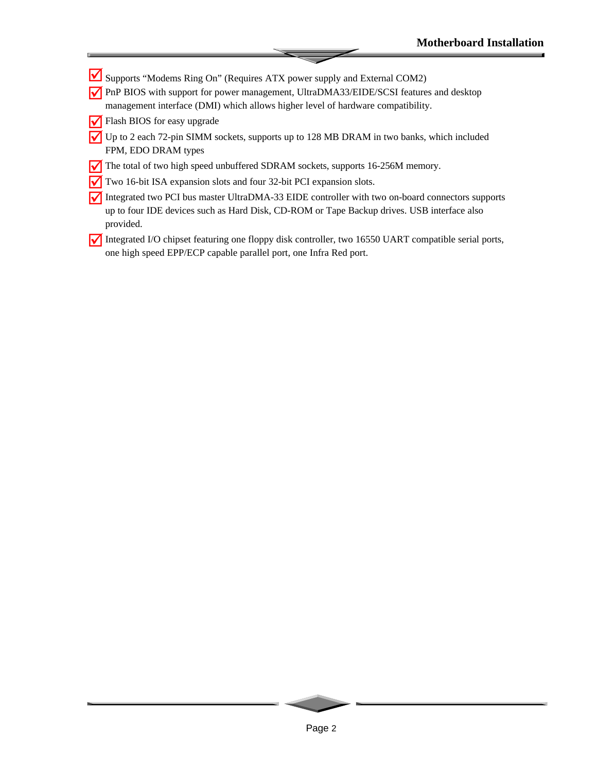- Supports “Modems Ring On” (Requires ATX power supply and External COM2)
- PnP BIOS with support for power management, UltraDMA33/EIDE/SCSI features and desktop management interface (DMI) which allows higher level of hardware compatibility.
- Flash BIOS for easy upgrade
- Up to 2 each 72-pin SIMM sockets, supports up to 128 MB DRAM in two banks, which included FPM, EDO DRAM types
- The total of two high speed unbuffered SDRAM sockets, supports 16-256M memory.
- Two 16-bit ISA expansion slots and four 32-bit PCI expansion slots.
- Integrated two PCI bus master UltraDMA-33 EIDE controller with two on-board connectors supports up to four IDE devices such as Hard Disk, CD-ROM or Tape Backup drives. USB interface also provided.
- Integrated I/O chipset featuring one floppy disk controller, two 16550 UART compatible serial ports, one high speed EPP/ECP capable parallel port, one Infra Red port.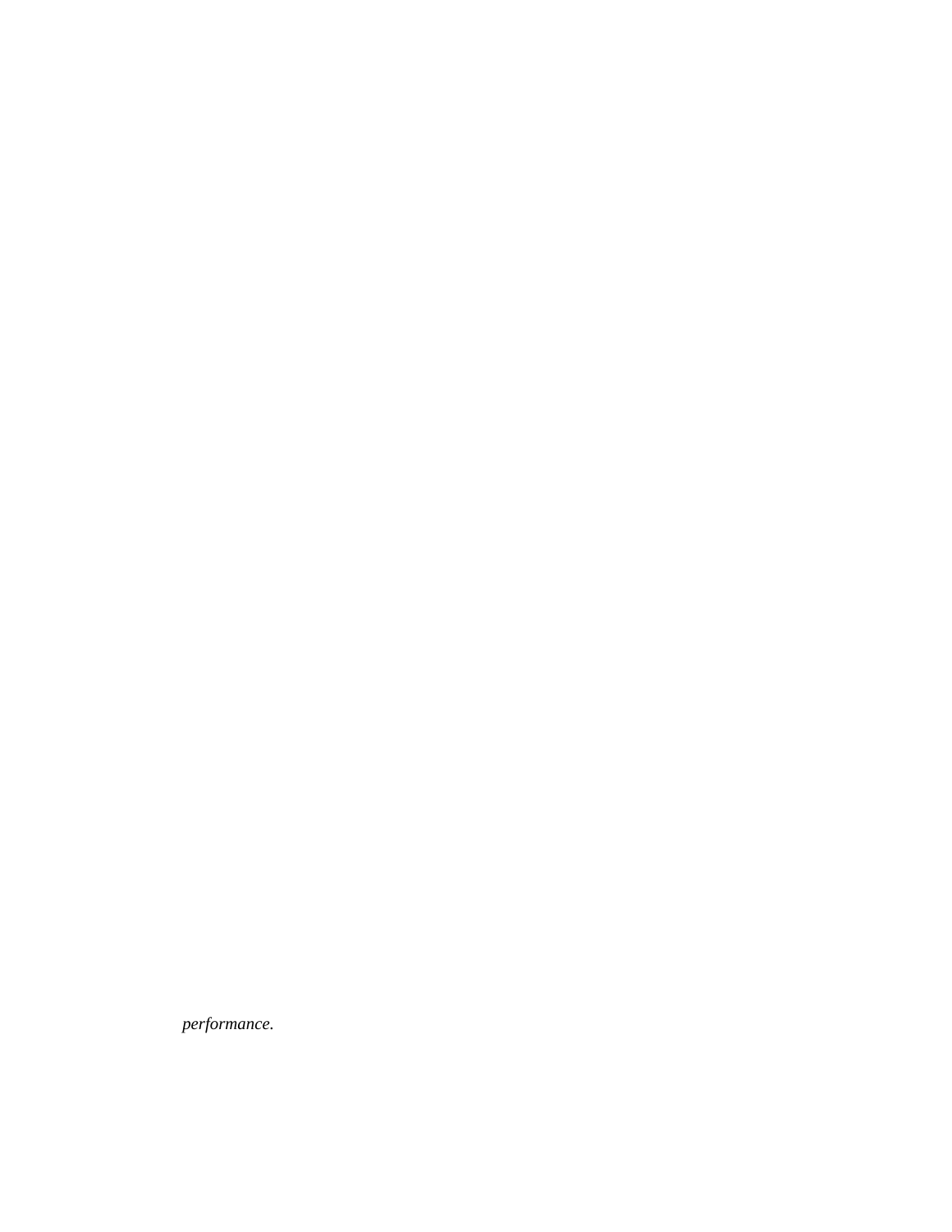*performance.*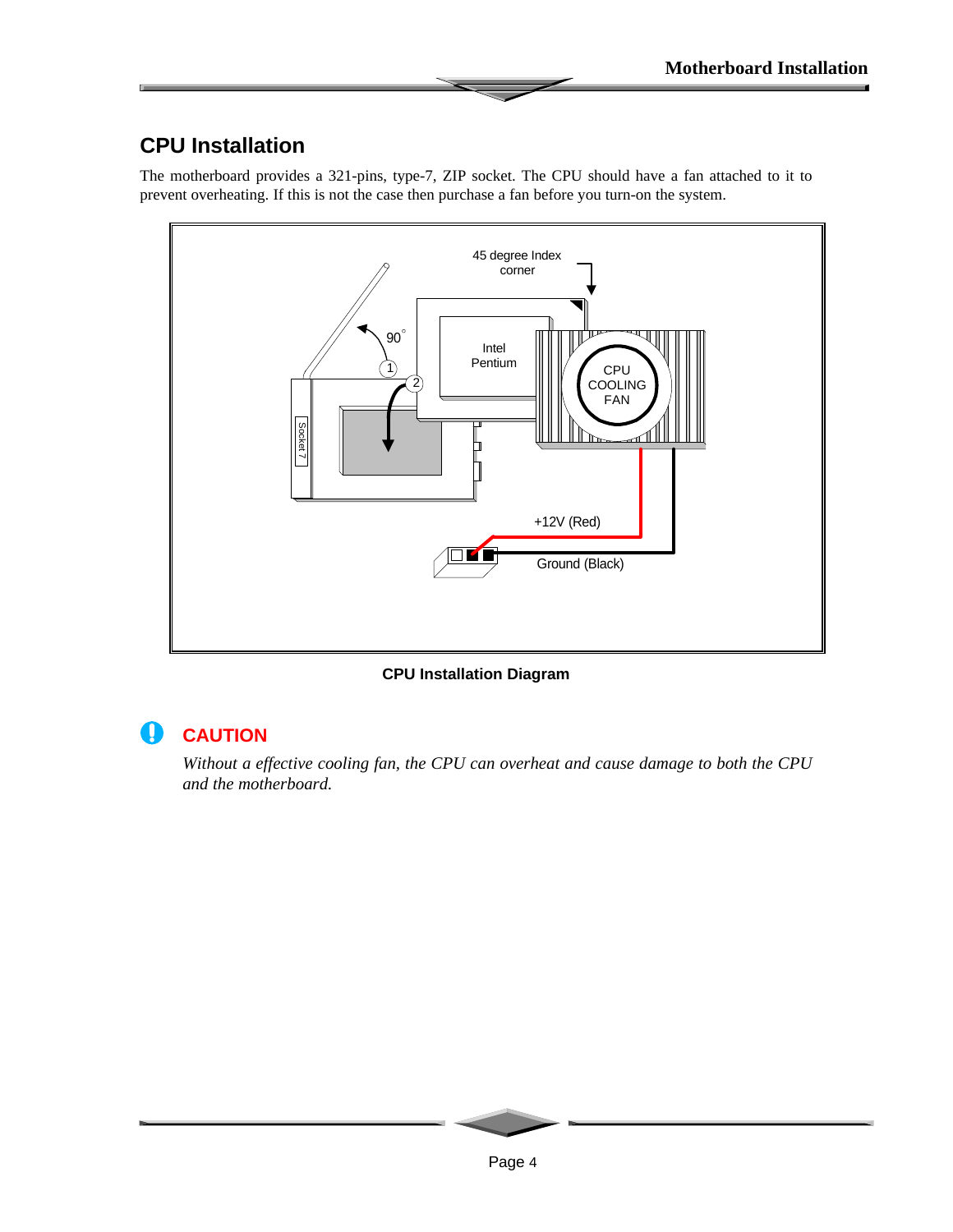## CPU Installation

The motherboard provides a 321-pins, type-7, ZIP socket. The CPU should have a fan attached to it to prevent overheating. If this is not the case then purchase a fan before you turn-on the system.

45 degree Index corner

90°

1

2

Intel Pentium

CPU COOLING FAN

Socket 7

+12V (Red)

Ground (Black)

**CPU Installation Diagram**

### CAUTION

*Without a effective cooling fan, the CPU can overheat and cause damage to both the CPU and the motherboard.*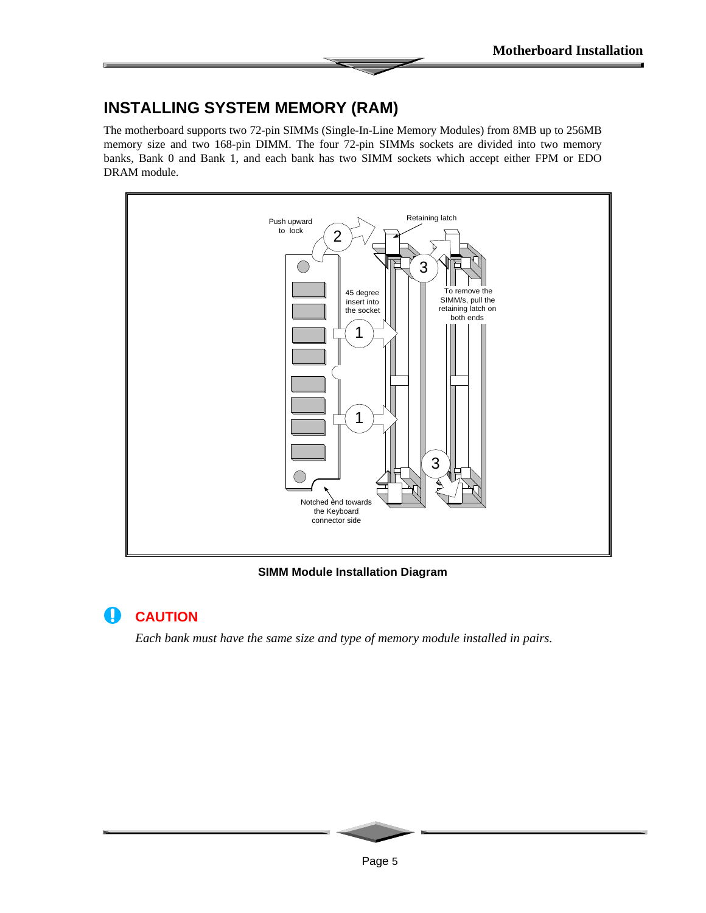## INSTALLING SYSTEM MEMORY (RAM)

The motherboard supports two 72-pin SIMMs (Single-In-Line Memory Modules) from 8MB up to 256MB memory size and two 168-pin DIMM. The four 72-pin SIMMs sockets are divided into two memory banks, Bank 0 and Bank 1, and each bank has two SIMM sockets which accept either FPM or EDO DRAM module.

Push upward to lock

Retaining latch

45 degree insert into the socket

To remove the SIMM/s, pull the retaining latch on both ends

Notched end towards the Keyboard connector side

**SIMM Module Installation Diagram**

### CAUTION

*Each bank must have the same size and type of memory module installed in pairs.*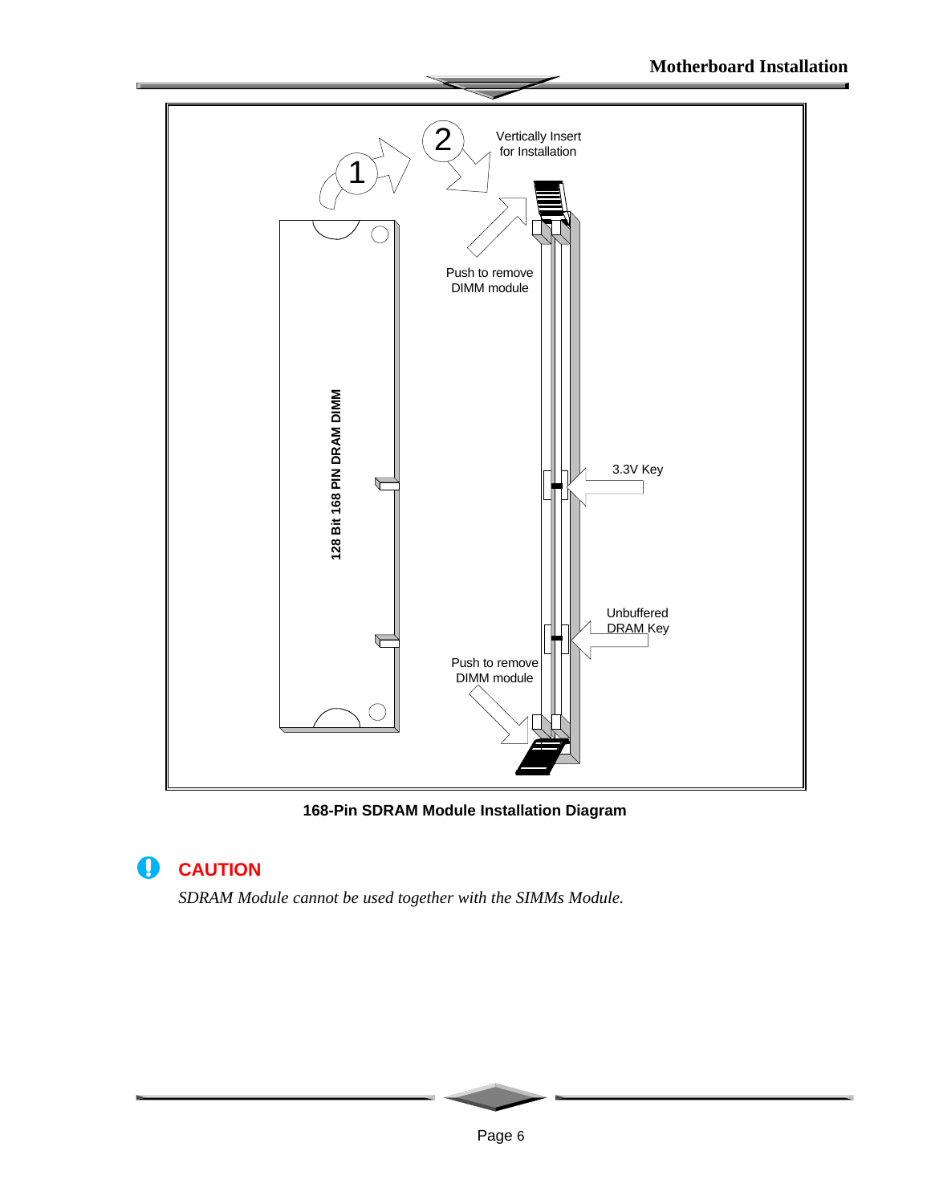168-Pin SDRAM Module Installation Diagram

**CAUTION**

*SDRAM Module cannot be used together with the SIMMs Module.*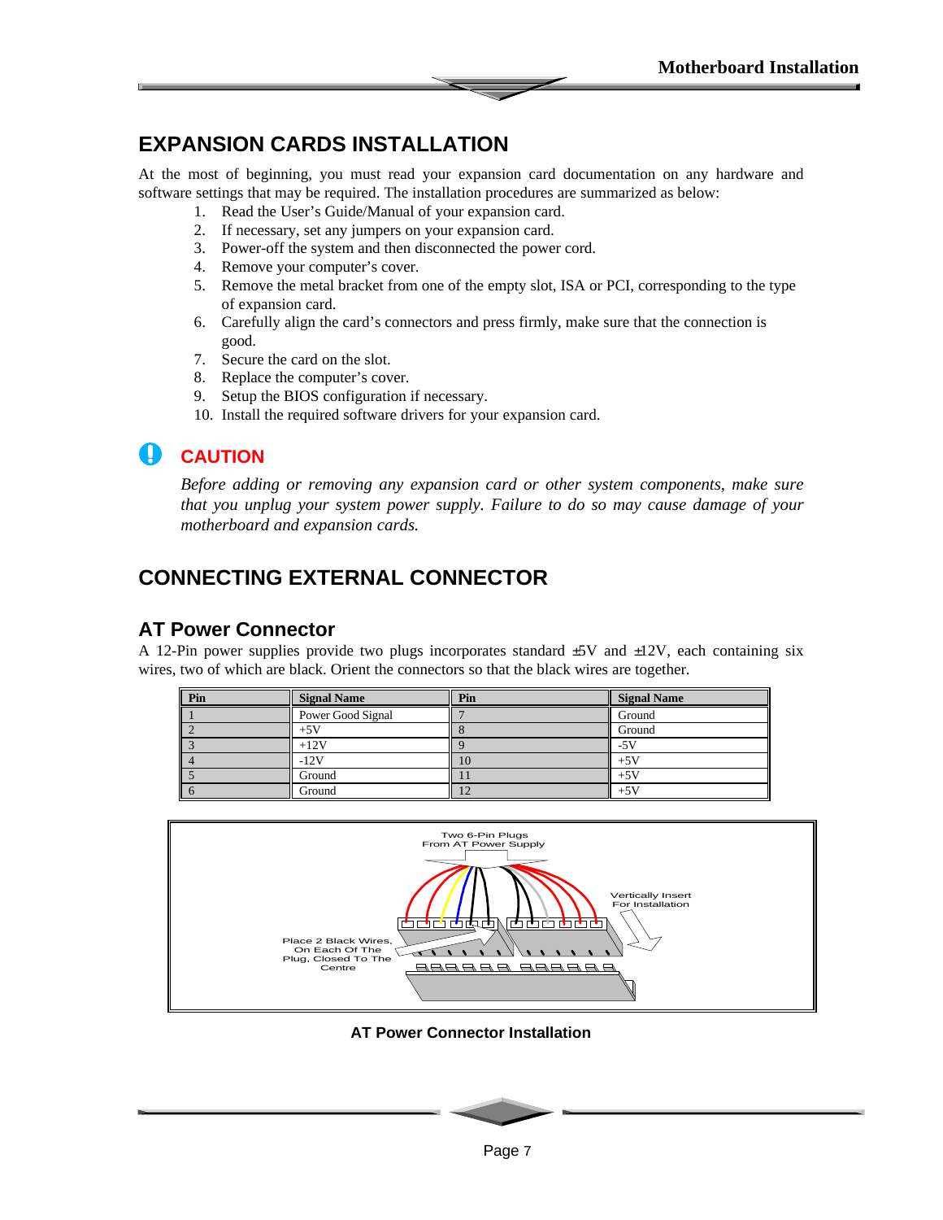## EXPANSION CARDS INSTALLATION

At the most of beginning, you must read your expansion card documentation on any hardware and software settings that may be required. The installation procedures are summarized as below:

1. Read the User's Guide/Manual of your expansion card.
2. If necessary, set any jumpers on your expansion card.
3. Power-off the system and then disconnected the power cord.
4. Remove your computer's cover.
5. Remove the metal bracket from one of the empty slot, ISA or PCI, corresponding to the type of expansion card.
6. Carefully align the card's connectors and press firmly, make sure that the connection is good.
7. Secure the card on the slot.
8. Replace the computer's cover.
9. Setup the BIOS configuration if necessary.
10. Install the required software drivers for your expansion card.

**CAUTION**

*Before adding or removing any expansion card or other system components, make sure that you unplug your system power supply. Failure to do so may cause damage of your motherboard and expansion cards.*

## CONNECTING EXTERNAL CONNECTOR

### AT Power Connector

A 12-Pin power supplies provide two plugs incorporates standard ±5V and ±12V, each containing six wires, two of which are black. Orient the connectors so that the black wires are together.

| Pin | Signal Name | Pin | Signal Name |
|---|---|---|---|
| 1 | Power Good Signal | 7 | Ground |
| 2 | +5V | 8 | Ground |
| 3 | +12V | 9 | -5V |
| 4 | -12V | 10 | +5V |
| 5 | Ground | 11 | +5V |
| 6 | Ground | 12 | +5V |

Two 6-Pin Plugs From AT Power Supply

Vertically Insert For Installation

Place 2 Black Wires, On Each Of The Plug, Closed To The Centre

**AT Power Connector Installation**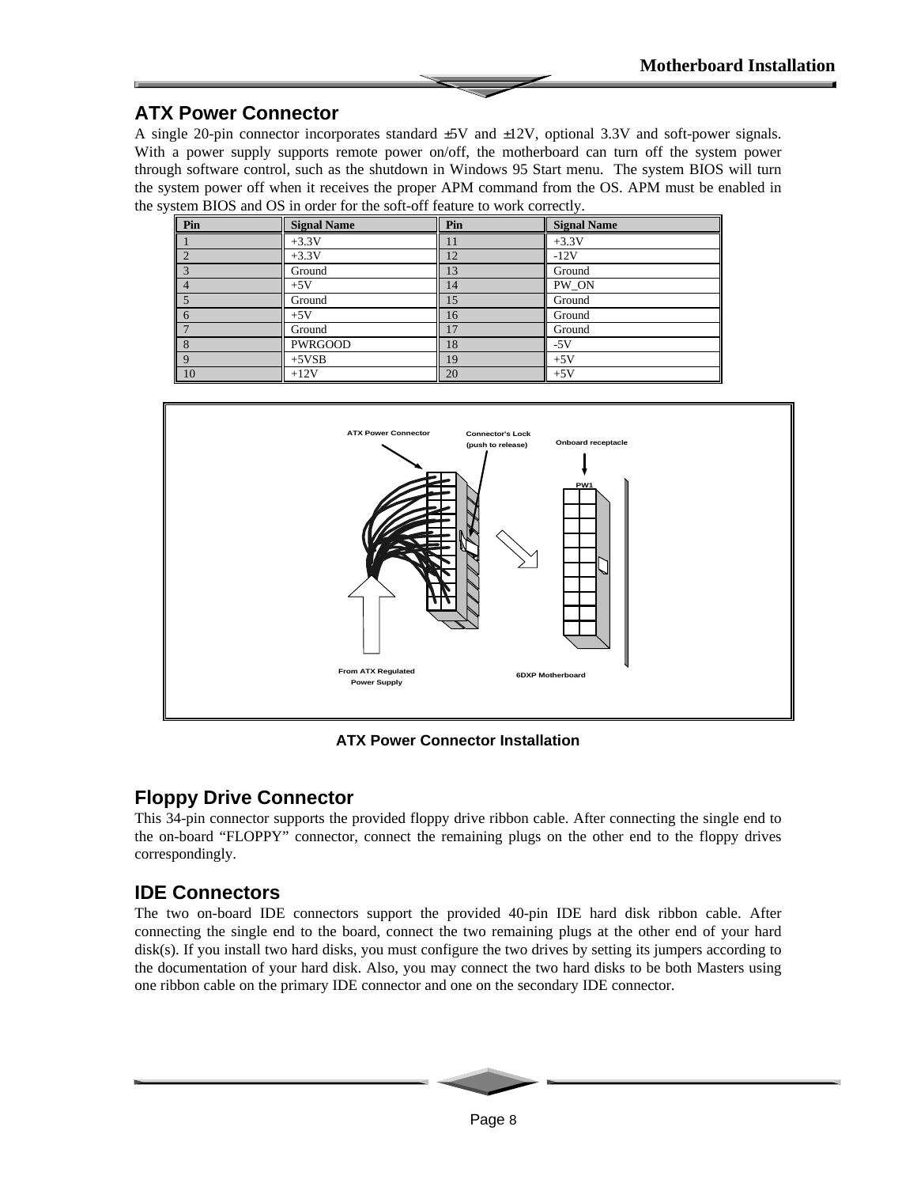## ATX Power Connector

A single 20-pin connector incorporates standard ±5V and ±12V, optional 3.3V and soft-power signals. With a power supply supports remote power on/off, the motherboard can turn off the system power through software control, such as the shutdown in Windows 95 Start menu. The system BIOS will turn the system power off when it receives the proper APM command from the OS. APM must be enabled in the system BIOS and OS in order for the soft-off feature to work correctly.

| Pin | Signal Name | Pin | Signal Name |
|---|---|---|---|
| 1 | +3.3V | 11 | +3.3V |
| 2 | +3.3V | 12 | -12V |
| 3 | Ground | 13 | Ground |
| 4 | +5V | 14 | PW_ON |
| 5 | Ground | 15 | Ground |
| 6 | +5V | 16 | Ground |
| 7 | Ground | 17 | Ground |
| 8 | PWRGOOD | 18 | -5V |
| 9 | +5VSB | 19 | +5V |
| 10 | +12V | 20 | +5V |

ATX Power Connector Installation

## Floppy Drive Connector

This 34-pin connector supports the provided floppy drive ribbon cable. After connecting the single end to the on-board "FLOPPY" connector, connect the remaining plugs on the other end to the floppy drives correspondingly.

## IDE Connectors

The two on-board IDE connectors support the provided 40-pin IDE hard disk ribbon cable. After connecting the single end to the board, connect the two remaining plugs at the other end of your hard disk(s). If you install two hard disks, you must configure the two drives by setting its jumpers according to the documentation of your hard disk. Also, you may connect the two hard disks to be both Masters using one ribbon cable on the primary IDE connector and one on the secondary IDE connector.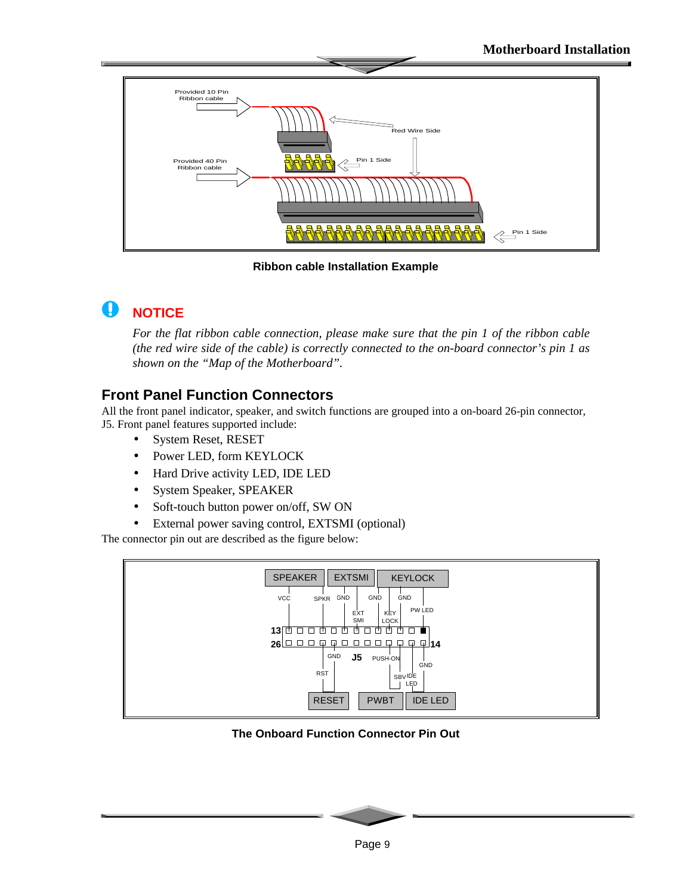Ribbon cable Installation Example

## NOTICE

*For the flat ribbon cable connection, please make sure that the pin 1 of the ribbon cable (the red wire side of the cable) is correctly connected to the on-board connector's pin 1 as shown on the "Map of the Motherboard".*

## Front Panel Function Connectors

All the front panel indicator, speaker, and switch functions are grouped into a on-board 26-pin connector, J5. Front panel features supported include:

- System Reset, RESET
- Power LED, form KEYLOCK
- Hard Drive activity LED, IDE LED
- System Speaker, SPEAKER
- Soft-touch button power on/off, SW ON
- External power saving control, EXTSMI (optional)

The connector pin out are described as the figure below:

The Onboard Function Connector Pin Out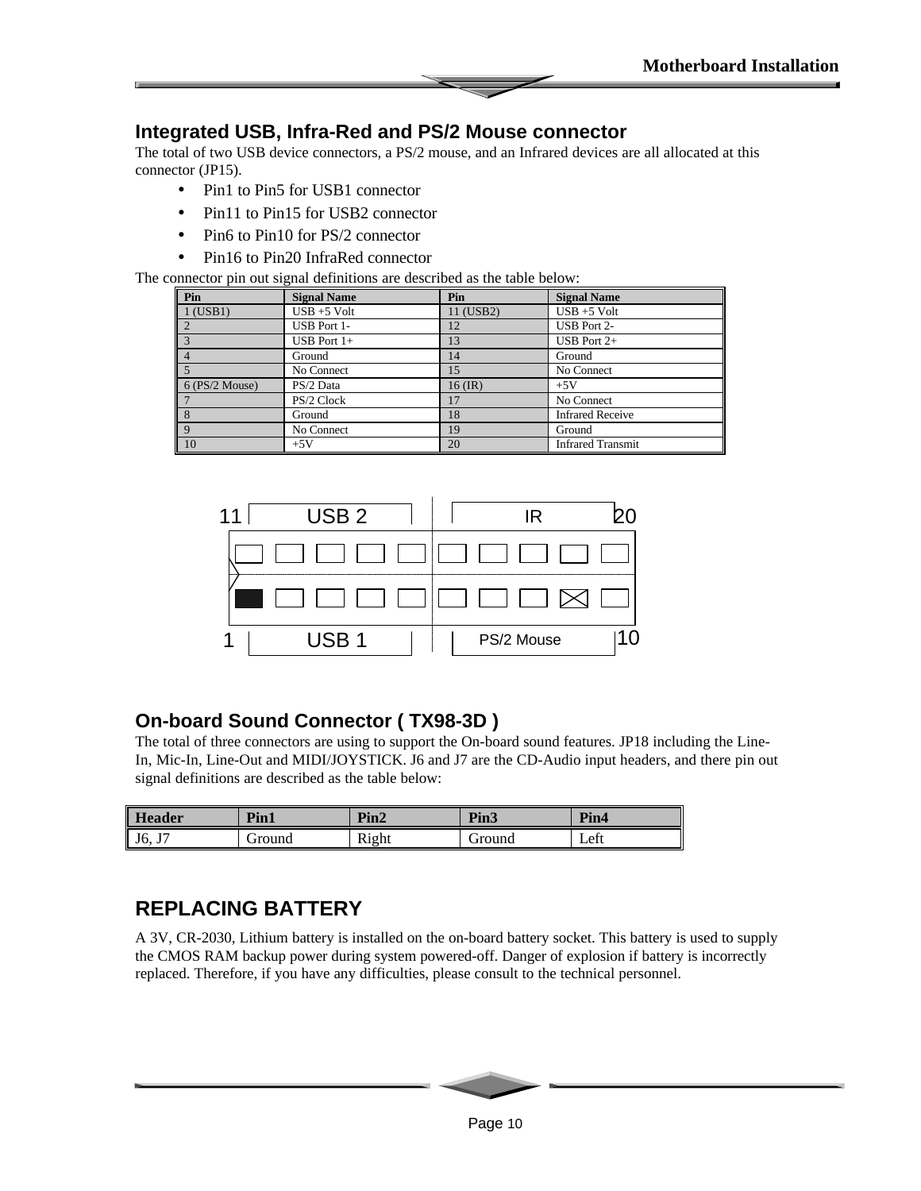## Integrated USB, Infra-Red and PS/2 Mouse connector

The total of two USB device connectors, a PS/2 mouse, and an Infrared devices are all allocated at this connector (JP15).

- Pin1 to Pin5 for USB1 connector
- Pin11 to Pin15 for USB2 connector
- Pin6 to Pin10 for PS/2 connector
- Pin16 to Pin20 InfraRed connector

The connector pin out signal definitions are described as the table below:

| Pin | Signal Name | Pin | Signal Name |
|---|---|---|---|
| 1 (USB1) | USB +5 Volt | 11 (USB2) | USB +5 Volt |
| 2 | USB Port 1- | 12 | USB Port 2- |
| 3 | USB Port 1+ | 13 | USB Port 2+ |
| 4 | Ground | 14 | Ground |
| 5 | No Connect | 15 | No Connect |
| 6 (PS/2 Mouse) | PS/2 Data | 16 (IR) | +5V |
| 7 | PS/2 Clock | 17 | No Connect |
| 8 | Ground | 18 | Infrared Receive |
| 9 | No Connect | 19 | Ground |
| 10 | +5V | 20 | Infrared Transmit |

11 USB 2 IR 20

1 USB 1 PS/2 Mouse 10

## On-board Sound Connector ( TX98-3D )

The total of three connectors are using to support the On-board sound features. JP18 including the Line-In, Mic-In, Line-Out and MIDI/JOYSTICK. J6 and J7 are the CD-Audio input headers, and there pin out signal definitions are described as the table below:

| Header | Pin1 | Pin2 | Pin3 | Pin4 |
|---|---|---|---|---|
| J6, J7 | Ground | Right | Ground | Left |

## REPLACING BATTERY

A 3V, CR-2030, Lithium battery is installed on the on-board battery socket. This battery is used to supply the CMOS RAM backup power during system powered-off. Danger of explosion if battery is incorrectly replaced. Therefore, if you have any difficulties, please consult to the technical personnel.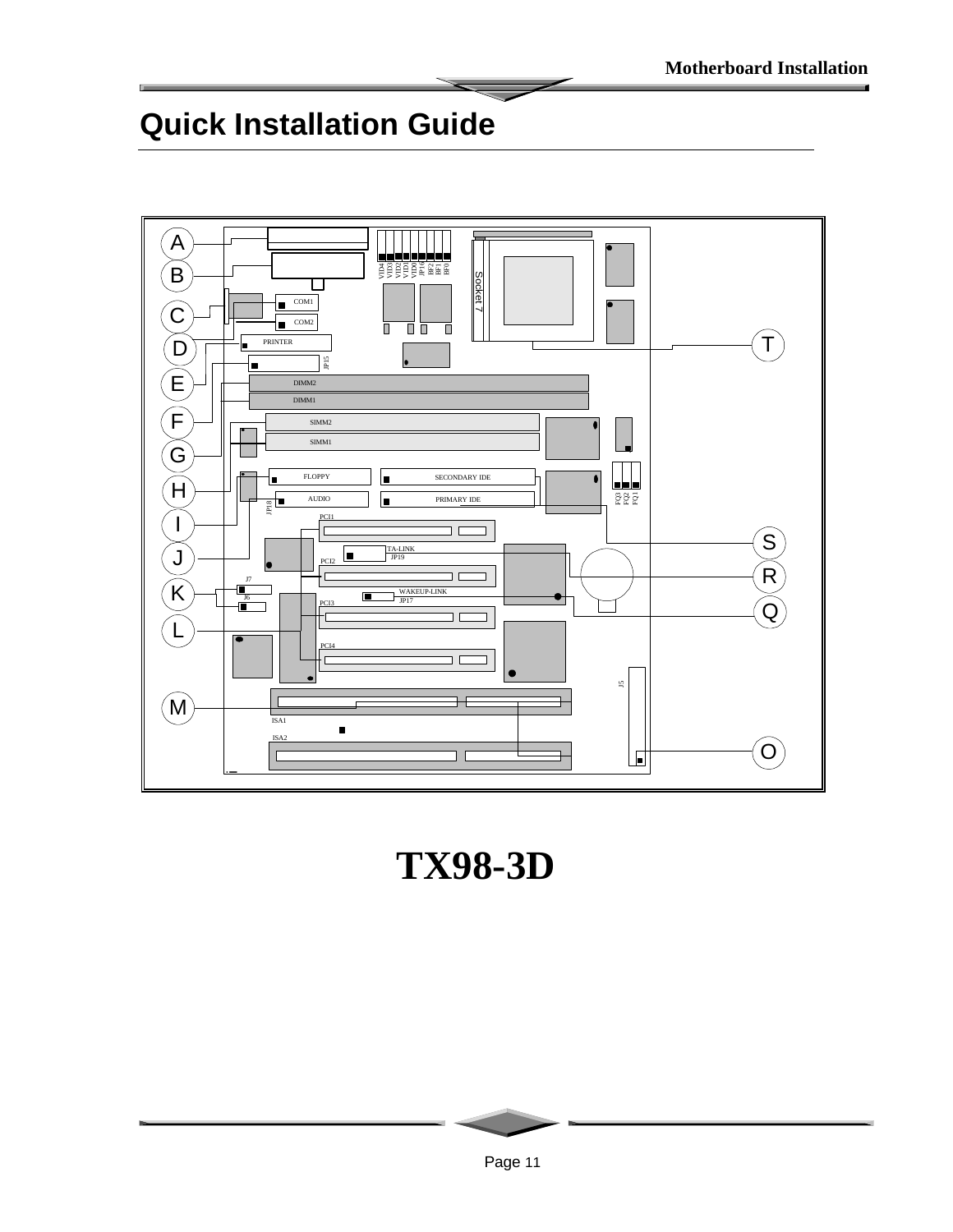# Quick Installation Guide

A

B

C

D

E

F

G

H

I

J

K

L

M

T

S

R

Q

O

VID4 VID3 VID2 VID1 VID0 JP16 BF2 BF1 BF0

Socket 7

COM1

COM2

PRINTER

JP15

DIMM2

DIMM1

SIMM2

SIMM1

FLOPPY

SECONDARY IDE

AUDIO

PRIMARY IDE

JP18

FQ3 FQ2 FQ1

PCI1

TA-LINK JP19

PCI2

J7

J6

WAKEUP-LINK JP17

PCI3

PCI4

J5

ISA1

ISA2

**TX98-3D**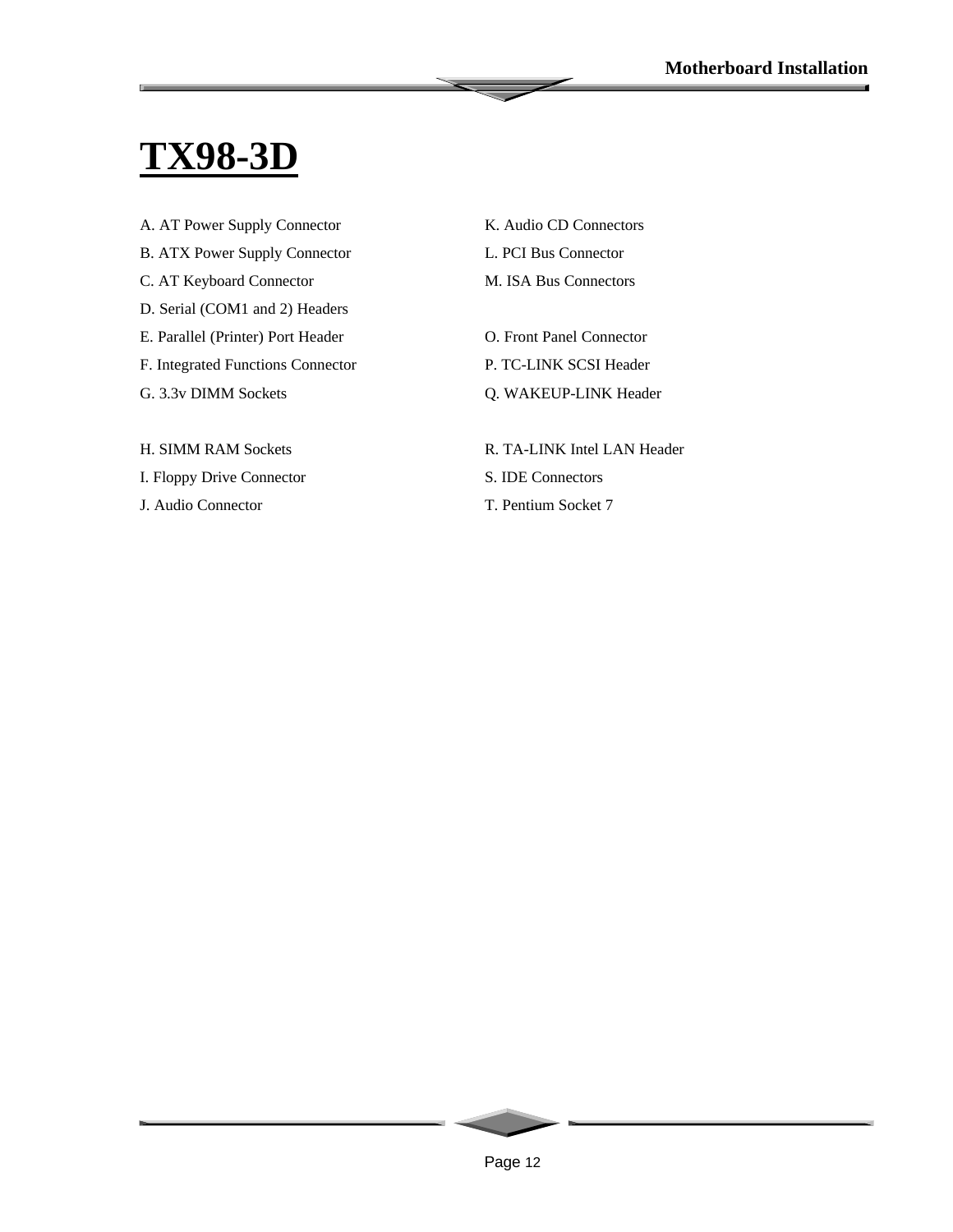# TX98-3D

A. AT Power Supply Connector

B. ATX Power Supply Connector

C. AT Keyboard Connector

D. Serial (COM1 and 2) Headers

E. Parallel (Printer) Port Header

F. Integrated Functions Connector

G. 3.3v DIMM Sockets

H. SIMM RAM Sockets

I. Floppy Drive Connector

J. Audio Connector

K. Audio CD Connectors

L. PCI Bus Connector

M. ISA Bus Connectors

O. Front Panel Connector

P. TC-LINK SCSI Header

Q. WAKEUP-LINK Header

R. TA-LINK Intel LAN Header

S. IDE Connectors

T. Pentium Socket 7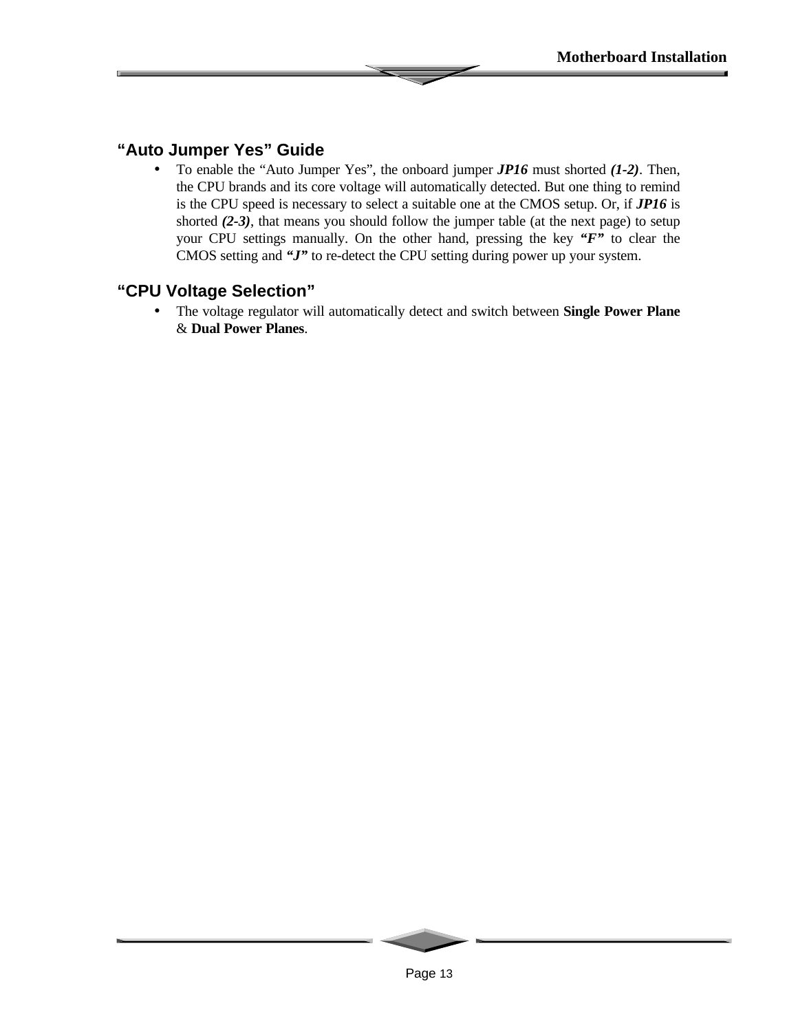## “Auto Jumper Yes” Guide

- To enable the “Auto Jumper Yes”, the onboard jumper ***JP16*** must shorted ***(1-2)***. Then, the CPU brands and its core voltage will automatically detected. But one thing to remind is the CPU speed is necessary to select a suitable one at the CMOS setup. Or, if ***JP16*** is shorted ***(2-3)***, that means you should follow the jumper table (at the next page) to setup your CPU settings manually. On the other hand, pressing the key ***“F”*** to clear the CMOS setting and ***“J”*** to re-detect the CPU setting during power up your system.

## “CPU Voltage Selection”

- The voltage regulator will automatically detect and switch between **Single Power Plane** & **Dual Power Planes**.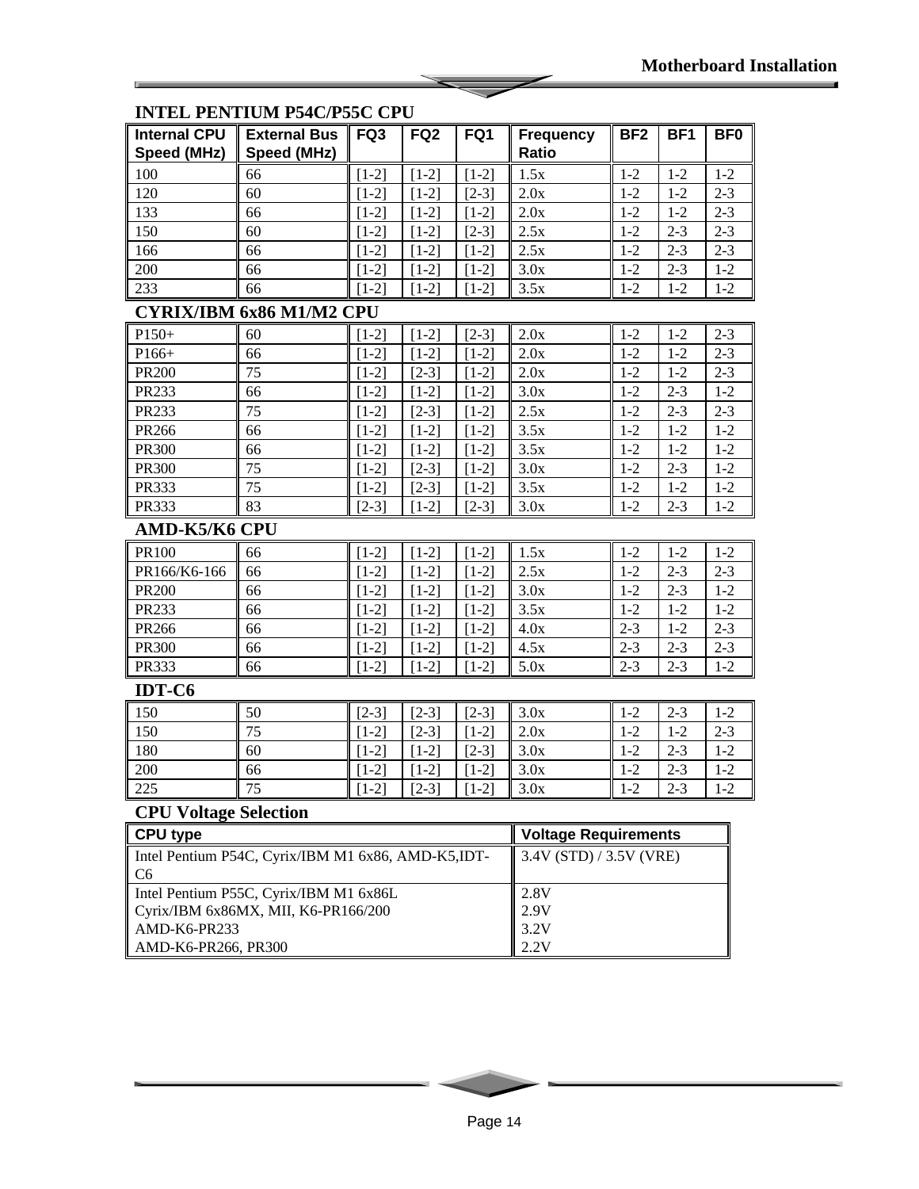### INTEL PENTIUM P54C/P55C CPU

| Internal CPU Speed (MHz) | External Bus Speed (MHz) | FQ3 | FQ2 | FQ1 | Frequency Ratio | BF2 | BF1 | BF0 |
|---|---|---|---|---|---|---|---|---|
| 100 | 66 | [1-2] | [1-2] | [1-2] | 1.5x | 1-2 | 1-2 | 1-2 |
| 120 | 60 | [1-2] | [1-2] | [2-3] | 2.0x | 1-2 | 1-2 | 2-3 |
| 133 | 66 | [1-2] | [1-2] | [1-2] | 2.0x | 1-2 | 1-2 | 2-3 |
| 150 | 60 | [1-2] | [1-2] | [2-3] | 2.5x | 1-2 | 2-3 | 2-3 |
| 166 | 66 | [1-2] | [1-2] | [1-2] | 2.5x | 1-2 | 2-3 | 2-3 |
| 200 | 66 | [1-2] | [1-2] | [1-2] | 3.0x | 1-2 | 2-3 | 1-2 |
| 233 | 66 | [1-2] | [1-2] | [1-2] | 3.5x | 1-2 | 1-2 | 1-2 |

### CYRIX/IBM 6x86 M1/M2 CPU

| Internal CPU Speed (MHz) | External Bus Speed (MHz) | FQ3 | FQ2 | FQ1 | Frequency Ratio | BF2 | BF1 | BF0 |
|---|---|---|---|---|---|---|---|---|
| P150+ | 60 | [1-2] | [1-2] | [2-3] | 2.0x | 1-2 | 1-2 | 2-3 |
| P166+ | 66 | [1-2] | [1-2] | [1-2] | 2.0x | 1-2 | 1-2 | 2-3 |
| PR200 | 75 | [1-2] | [2-3] | [1-2] | 2.0x | 1-2 | 1-2 | 2-3 |
| PR233 | 66 | [1-2] | [1-2] | [1-2] | 3.0x | 1-2 | 2-3 | 1-2 |
| PR233 | 75 | [1-2] | [2-3] | [1-2] | 2.5x | 1-2 | 2-3 | 2-3 |
| PR266 | 66 | [1-2] | [1-2] | [1-2] | 3.5x | 1-2 | 1-2 | 1-2 |
| PR300 | 66 | [1-2] | [1-2] | [1-2] | 3.5x | 1-2 | 1-2 | 1-2 |
| PR300 | 75 | [1-2] | [2-3] | [1-2] | 3.0x | 1-2 | 2-3 | 1-2 |
| PR333 | 75 | [1-2] | [2-3] | [1-2] | 3.5x | 1-2 | 1-2 | 1-2 |
| PR333 | 83 | [2-3] | [1-2] | [2-3] | 3.0x | 1-2 | 2-3 | 1-2 |

### AMD-K5/K6 CPU

| Internal CPU Speed (MHz) | External Bus Speed (MHz) | FQ3 | FQ2 | FQ1 | Frequency Ratio | BF2 | BF1 | BF0 |
|---|---|---|---|---|---|---|---|---|
| PR100 | 66 | [1-2] | [1-2] | [1-2] | 1.5x | 1-2 | 1-2 | 1-2 |
| PR166/K6-166 | 66 | [1-2] | [1-2] | [1-2] | 2.5x | 1-2 | 2-3 | 2-3 |
| PR200 | 66 | [1-2] | [1-2] | [1-2] | 3.0x | 1-2 | 2-3 | 1-2 |
| PR233 | 66 | [1-2] | [1-2] | [1-2] | 3.5x | 1-2 | 1-2 | 1-2 |
| PR266 | 66 | [1-2] | [1-2] | [1-2] | 4.0x | 2-3 | 1-2 | 2-3 |
| PR300 | 66 | [1-2] | [1-2] | [1-2] | 4.5x | 2-3 | 2-3 | 2-3 |
| PR333 | 66 | [1-2] | [1-2] | [1-2] | 5.0x | 2-3 | 2-3 | 1-2 |

### IDT-C6

| Internal CPU Speed (MHz) | External Bus Speed (MHz) | FQ3 | FQ2 | FQ1 | Frequency Ratio | BF2 | BF1 | BF0 |
|---|---|---|---|---|---|---|---|---|
| 150 | 50 | [2-3] | [2-3] | [2-3] | 3.0x | 1-2 | 2-3 | 1-2 |
| 150 | 75 | [1-2] | [2-3] | [1-2] | 2.0x | 1-2 | 1-2 | 2-3 |
| 180 | 60 | [1-2] | [1-2] | [2-3] | 3.0x | 1-2 | 2-3 | 1-2 |
| 200 | 66 | [1-2] | [1-2] | [1-2] | 3.0x | 1-2 | 2-3 | 1-2 |
| 225 | 75 | [1-2] | [2-3] | [1-2] | 3.0x | 1-2 | 2-3 | 1-2 |

### CPU Voltage Selection

| CPU type | Voltage Requirements |
|---|---|
| Intel Pentium P54C, Cyrix/IBM M1 6x86, AMD-K5,IDT-C6 | 3.4V (STD) / 3.5V (VRE) |
| Intel Pentium P55C, Cyrix/IBM M1 6x86L | 2.8V |
| Cyrix/IBM 6x86MX, MII, K6-PR166/200 | 2.9V |
| AMD-K6-PR233 | 3.2V |
| AMD-K6-PR266, PR300 | 2.2V |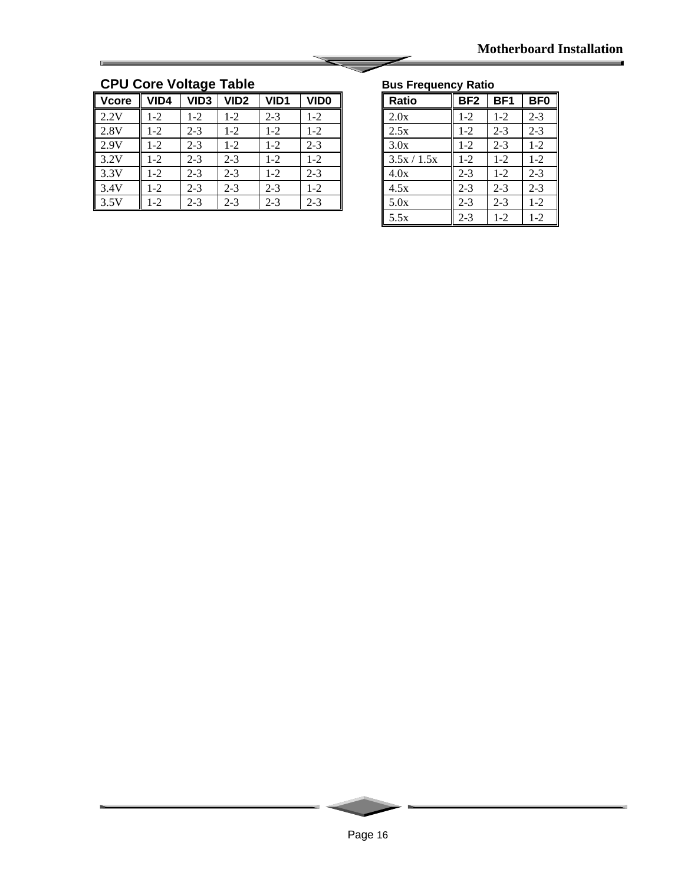## CPU Core Voltage Table

| Vcore | VID4 | VID3 | VID2 | VID1 | VID0 |
|---|---|---|---|---|---|
| 2.2V | 1-2 | 1-2 | 1-2 | 2-3 | 1-2 |
| 2.8V | 1-2 | 2-3 | 1-2 | 1-2 | 1-2 |
| 2.9V | 1-2 | 2-3 | 1-2 | 1-2 | 2-3 |
| 3.2V | 1-2 | 2-3 | 2-3 | 1-2 | 1-2 |
| 3.3V | 1-2 | 2-3 | 2-3 | 1-2 | 2-3 |
| 3.4V | 1-2 | 2-3 | 2-3 | 2-3 | 1-2 |
| 3.5V | 1-2 | 2-3 | 2-3 | 2-3 | 2-3 |

## Bus Frequency Ratio

| Ratio | BF2 | BF1 | BF0 |
|---|---|---|---|
| 2.0x | 1-2 | 1-2 | 2-3 |
| 2.5x | 1-2 | 2-3 | 2-3 |
| 3.0x | 1-2 | 2-3 | 1-2 |
| 3.5x / 1.5x | 1-2 | 1-2 | 1-2 |
| 4.0x | 2-3 | 1-2 | 2-3 |
| 4.5x | 2-3 | 2-3 | 2-3 |
| 5.0x | 2-3 | 2-3 | 1-2 |
| 5.5x | 2-3 | 1-2 | 1-2 |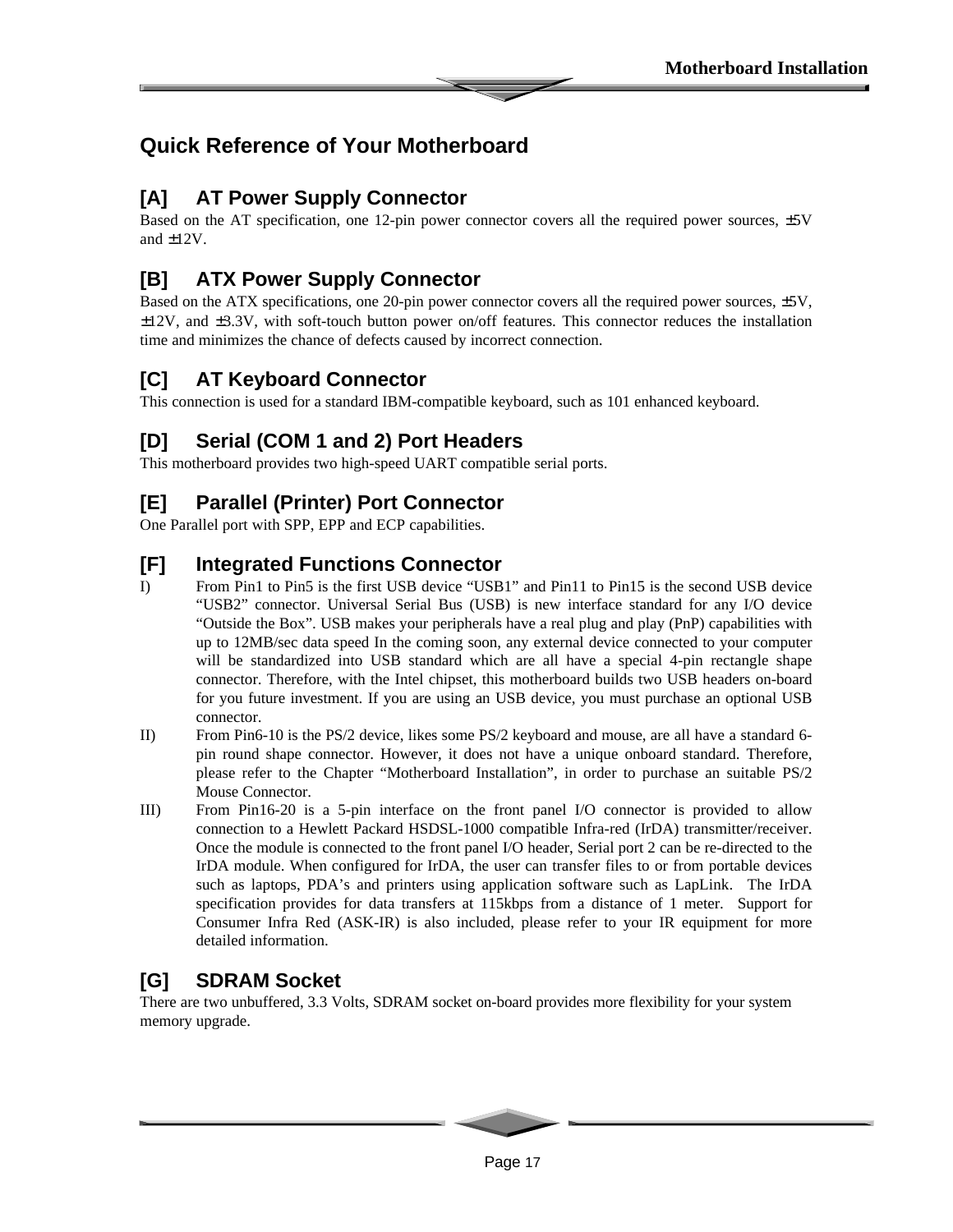## Quick Reference of Your Motherboard

### [A] AT Power Supply Connector

Based on the AT specification, one 12-pin power connector covers all the required power sources, ±5V and ±12V.

### [B] ATX Power Supply Connector

Based on the ATX specifications, one 20-pin power connector covers all the required power sources, ±5V, ±12V, and ±3.3V, with soft-touch button power on/off features. This connector reduces the installation time and minimizes the chance of defects caused by incorrect connection.

### [C] AT Keyboard Connector

This connection is used for a standard IBM-compatible keyboard, such as 101 enhanced keyboard.

### [D] Serial (COM 1 and 2) Port Headers

This motherboard provides two high-speed UART compatible serial ports.

### [E] Parallel (Printer) Port Connector

One Parallel port with SPP, EPP and ECP capabilities.

### [F] Integrated Functions Connector

I) From Pin1 to Pin5 is the first USB device "USB1" and Pin11 to Pin15 is the second USB device "USB2" connector. Universal Serial Bus (USB) is new interface standard for any I/O device "Outside the Box". USB makes your peripherals have a real plug and play (PnP) capabilities with up to 12MB/sec data speed In the coming soon, any external device connected to your computer will be standardized into USB standard which are all have a special 4-pin rectangle shape connector. Therefore, with the Intel chipset, this motherboard builds two USB headers on-board for you future investment. If you are using an USB device, you must purchase an optional USB connector.

II) From Pin6-10 is the PS/2 device, likes some PS/2 keyboard and mouse, are all have a standard 6-pin round shape connector. However, it does not have a unique onboard standard. Therefore, please refer to the Chapter "Motherboard Installation", in order to purchase an suitable PS/2 Mouse Connector.

III) From Pin16-20 is a 5-pin interface on the front panel I/O connector is provided to allow connection to a Hewlett Packard HSDSL-1000 compatible Infra-red (IrDA) transmitter/receiver. Once the module is connected to the front panel I/O header, Serial port 2 can be re-directed to the IrDA module. When configured for IrDA, the user can transfer files to or from portable devices such as laptops, PDA's and printers using application software such as LapLink. The IrDA specification provides for data transfers at 115kbps from a distance of 1 meter. Support for Consumer Infra Red (ASK-IR) is also included, please refer to your IR equipment for more detailed information.

### [G] SDRAM Socket

There are two unbuffered, 3.3 Volts, SDRAM socket on-board provides more flexibility for your system memory upgrade.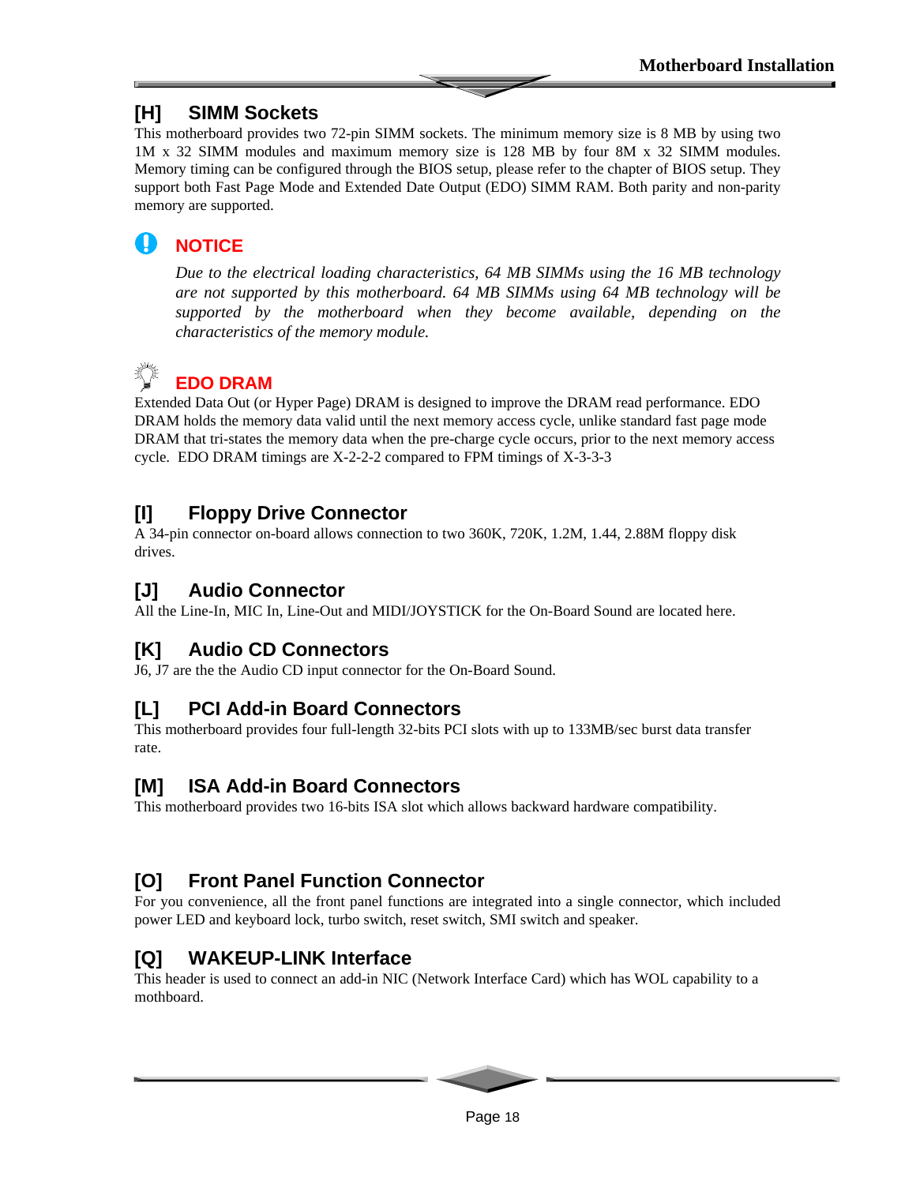## [H] SIMM Sockets

This motherboard provides two 72-pin SIMM sockets. The minimum memory size is 8 MB by using two 1M x 32 SIMM modules and maximum memory size is 128 MB by four 8M x 32 SIMM modules. Memory timing can be configured through the BIOS setup, please refer to the chapter of BIOS setup. They support both Fast Page Mode and Extended Date Output (EDO) SIMM RAM. Both parity and non-parity memory are supported.

### NOTICE

*Due to the electrical loading characteristics, 64 MB SIMMs using the 16 MB technology are not supported by this motherboard. 64 MB SIMMs using 64 MB technology will be supported by the motherboard when they become available, depending on the characteristics of the memory module.*

### EDO DRAM

Extended Data Out (or Hyper Page) DRAM is designed to improve the DRAM read performance. EDO DRAM holds the memory data valid until the next memory access cycle, unlike standard fast page mode DRAM that tri-states the memory data when the pre-charge cycle occurs, prior to the next memory access cycle. EDO DRAM timings are X-2-2-2 compared to FPM timings of X-3-3-3

## [I] Floppy Drive Connector

A 34-pin connector on-board allows connection to two 360K, 720K, 1.2M, 1.44, 2.88M floppy disk drives.

## [J] Audio Connector

All the Line-In, MIC In, Line-Out and MIDI/JOYSTICK for the On-Board Sound are located here.

## [K] Audio CD Connectors

J6, J7 are the the Audio CD input connector for the On-Board Sound.

## [L] PCI Add-in Board Connectors

This motherboard provides four full-length 32-bits PCI slots with up to 133MB/sec burst data transfer rate.

## [M] ISA Add-in Board Connectors

This motherboard provides two 16-bits ISA slot which allows backward hardware compatibility.

## [O] Front Panel Function Connector

For you convenience, all the front panel functions are integrated into a single connector, which included power LED and keyboard lock, turbo switch, reset switch, SMI switch and speaker.

## [Q] WAKEUP-LINK Interface

This header is used to connect an add-in NIC (Network Interface Card) which has WOL capability to a mothboard.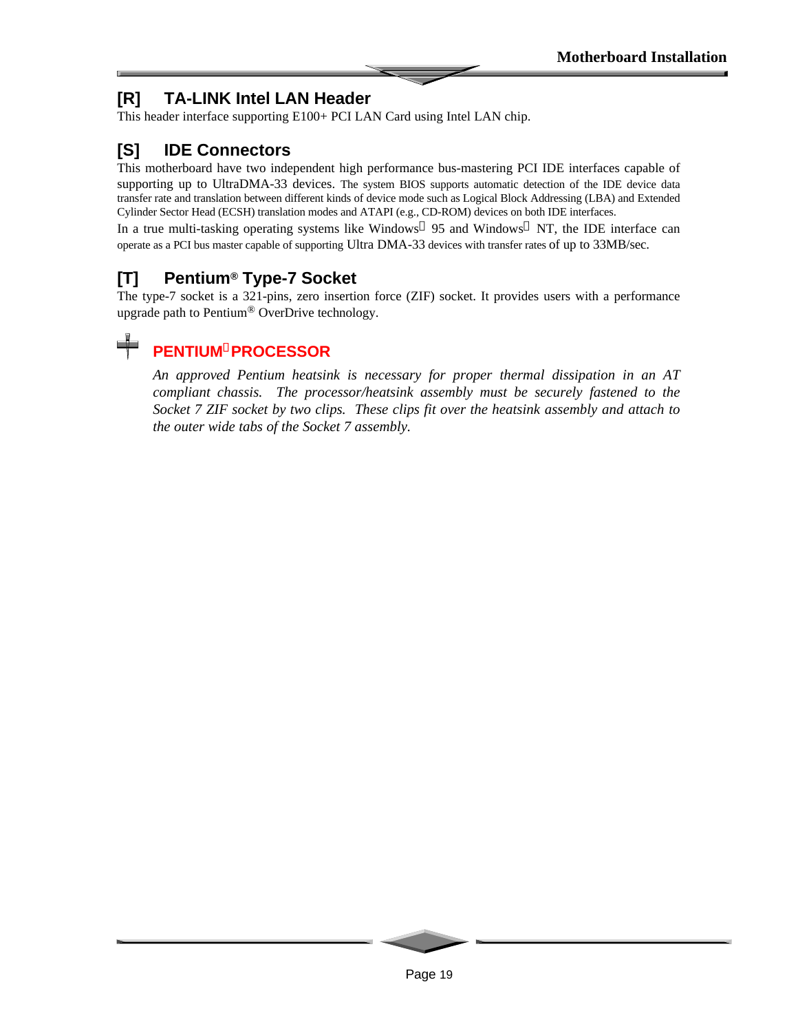## [R] TA-LINK Intel LAN Header

This header interface supporting E100+ PCI LAN Card using Intel LAN chip.

## [S] IDE Connectors

This motherboard have two independent high performance bus-mastering PCI IDE interfaces capable of supporting up to UltraDMA-33 devices. The system BIOS supports automatic detection of the IDE device data transfer rate and translation between different kinds of device mode such as Logical Block Addressing (LBA) and Extended Cylinder Sector Head (ECSH) translation modes and ATAPI (e.g., CD-ROM) devices on both IDE interfaces.

In a true multi-tasking operating systems like Windows® 95 and Windows® NT, the IDE interface can operate as a PCI bus master capable of supporting Ultra DMA-33 devices with transfer rates of up to 33MB/sec.

## [T] Pentium® Type-7 Socket

The type-7 socket is a 321-pins, zero insertion force (ZIF) socket. It provides users with a performance upgrade path to Pentium® OverDrive technology.

**PENTIUM® PROCESSOR**

*An approved Pentium heatsink is necessary for proper thermal dissipation in an AT compliant chassis. The processor/heatsink assembly must be securely fastened to the Socket 7 ZIF socket by two clips. These clips fit over the heatsink assembly and attach to the outer wide tabs of the Socket 7 assembly.*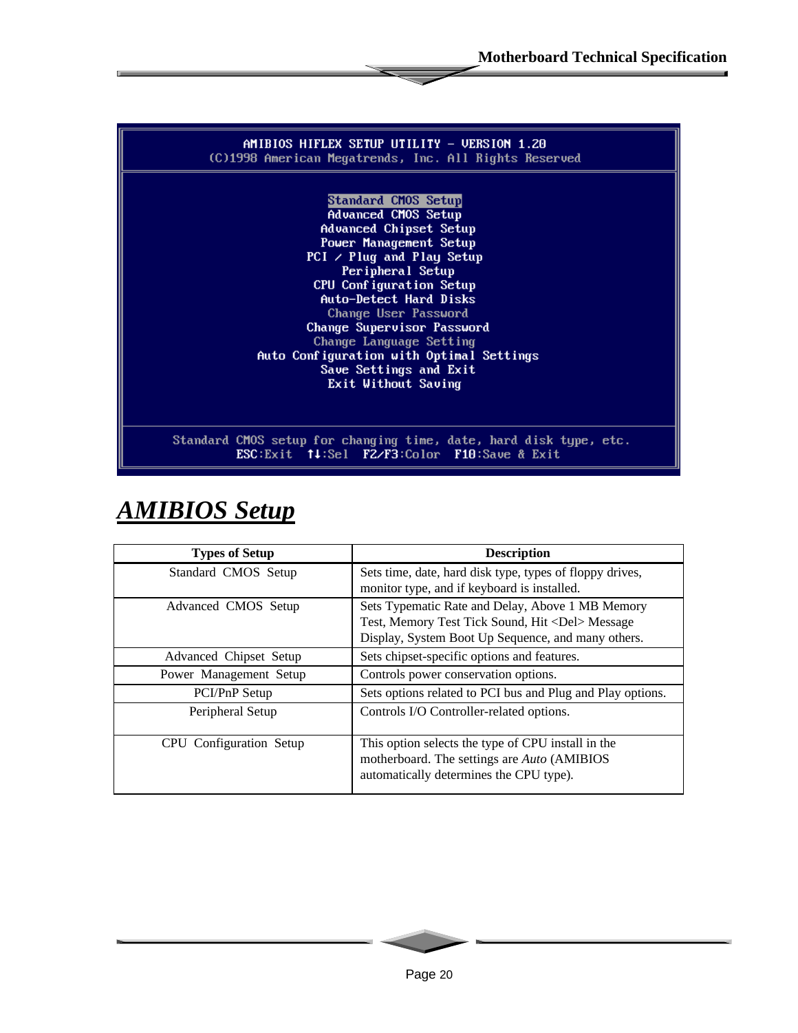```
AMIBIOS HIFLEX SETUP UTILITY - VERSION 1.20
(C)1998 American Megatrends, Inc. All Rights Reserved

Standard CMOS Setup
Advanced CMOS Setup
Advanced Chipset Setup
Power Management Setup
PCI / Plug and Play Setup
Peripheral Setup
CPU Configuration Setup
Auto-Detect Hard Disks
Change User Password
Change Supervisor Password
Change Language Setting
Auto Configuration with Optimal Settings
Save Settings and Exit
Exit Without Saving

Standard CMOS setup for changing time, date, hard disk type, etc.
ESC:Exit  ↑↓:Sel  F2/F3:Color  F10:Save & Exit
```

## ***AMIBIOS Setup***

| Types of Setup | Description |
|---|---|
| Standard CMOS Setup | Sets time, date, hard disk type, types of floppy drives, monitor type, and if keyboard is installed. |
| Advanced CMOS Setup | Sets Typematic Rate and Delay, Above 1 MB Memory Test, Memory Test Tick Sound, Hit <Del> Message Display, System Boot Up Sequence, and many others. |
| Advanced Chipset Setup | Sets chipset-specific options and features. |
| Power Management Setup | Controls power conservation options. |
| PCI/PnP Setup | Sets options related to PCI bus and Plug and Play options. |
| Peripheral Setup | Controls I/O Controller-related options. |
| CPU Configuration Setup | This option selects the type of CPU install in the motherboard. The settings are *Auto* (AMIBIOS automatically determines the CPU type). |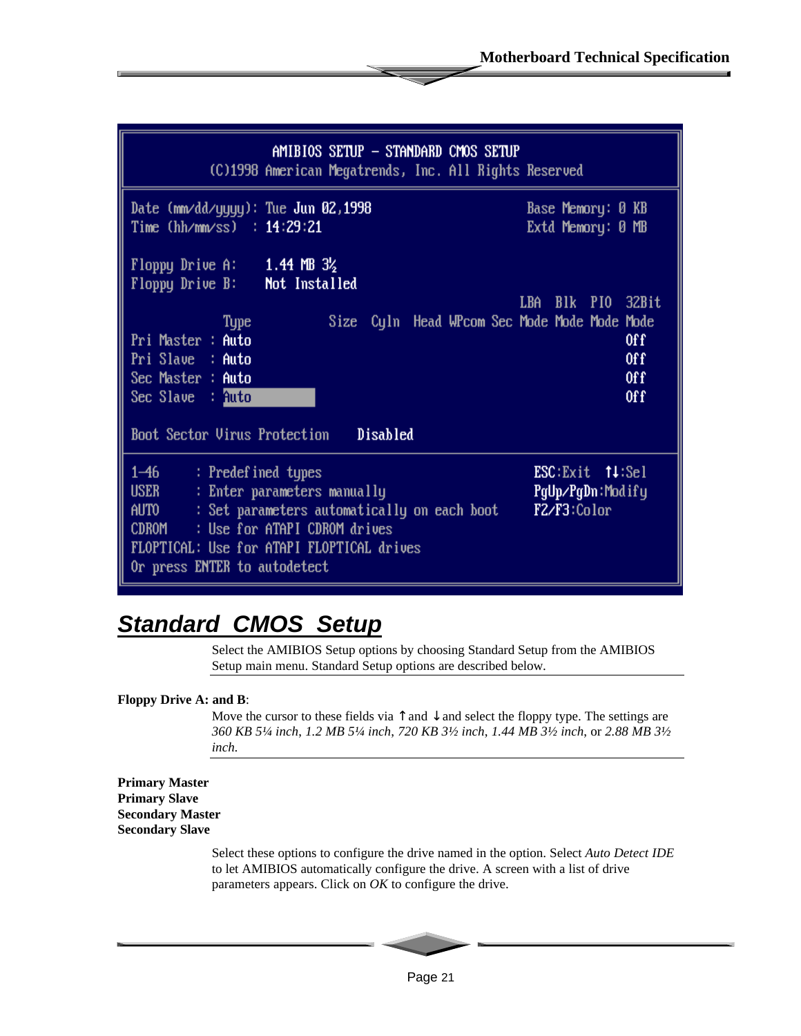```
                AMIBIOS SETUP - STANDARD CMOS SETUP
     (C)1998 American Megatrends, Inc. All Rights Reserved

Date (mm/dd/yyyy): Tue Jun 02,1998              Base Memory: 0 KB
Time (hh/mm/ss)  : 14:29:21                     Extd Memory: 0 MB

Floppy Drive A:    1.44 MB 3½
Floppy Drive B:    Not Installed
                                                LBA  Blk  PIO  32Bit
            Type         Size  Cyln  Head WPcom Sec Mode Mode Mode Mode
Pri Master : Auto                                                Off
Pri Slave  : Auto                                                Off
Sec Master : Auto                                                Off
Sec Slave  : Auto                                                Off

Boot Sector Virus Protection    Disabled

1-46      : Predefined types                         ESC:Exit  ↑↓:Sel
USER      : Enter parameters manually                PgUp/PgDn:Modify
AUTO      : Set parameters automatically on each boot F2/F3:Color
CDROM     : Use for ATAPI CDROM drives
FLOPTICAL: Use for ATAPI FLOPTICAL drives
Or press ENTER to autodetect
```

## Standard CMOS Setup

Select the AMIBIOS Setup options by choosing Standard Setup from the AMIBIOS Setup main menu. Standard Setup options are described below.

**Floppy Drive A: and B**:

Move the cursor to these fields via ↑ and ↓ and select the floppy type. The settings are *360 KB 5¼ inch*, *1.2 MB 5¼ inch*, *720 KB 3½ inch*, *1.44 MB 3½ inch*, or *2.88 MB 3½ inch.*

**Primary Master**
**Primary Slave**
**Secondary Master**
**Secondary Slave**

Select these options to configure the drive named in the option. Select *Auto Detect IDE* to let AMIBIOS automatically configure the drive. A screen with a list of drive parameters appears. Click on *OK* to configure the drive.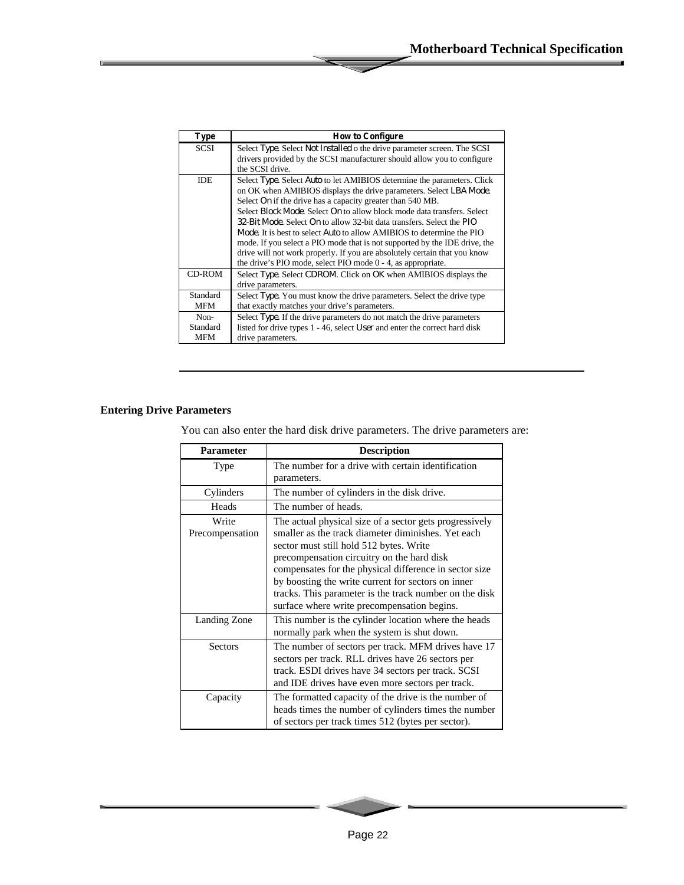| Type | How to Configure |
| --- | --- |
| SCSI | Select *Type*. Select *Not Installed* o the drive parameter screen. The SCSI drivers provided by the SCSI manufacturer should allow you to configure the SCSI drive. |
| IDE | Select *Type*. Select *Auto* to let AMIBIOS determine the parameters. Click on OK when AMIBIOS displays the drive parameters. Select *LBA Mode*. Select *On* if the drive has a capacity greater than 540 MB. Select *Block Mode*. Select *On* to allow block mode data transfers. Select *32-Bit Mode*. Select *On* to allow 32-bit data transfers. Select the *PIO Mode*. It is best to select *Auto* to allow AMIBIOS to determine the PIO mode. If you select a PIO mode that is not supported by the IDE drive, the drive will not work properly. If you are absolutely certain that you know the drive's PIO mode, select PIO mode 0 - 4, as appropriate. |
| CD-ROM | Select *Type*. Select *CDROM*. Click on *OK* when AMIBIOS displays the drive parameters. |
| Standard MFM | Select *Type*. You must know the drive parameters. Select the drive type that exactly matches your drive's parameters. |
| Non-Standard MFM | Select *Type*. If the drive parameters do not match the drive parameters listed for drive types 1 - 46, select *User* and enter the correct hard disk drive parameters. |

---

### Entering Drive Parameters

You can also enter the hard disk drive parameters. The drive parameters are:

| Parameter | Description |
| --- | --- |
| Type | The number for a drive with certain identification parameters. |
| Cylinders | The number of cylinders in the disk drive. |
| Heads | The number of heads. |
| Write Precompensation | The actual physical size of a sector gets progressively smaller as the track diameter diminishes. Yet each sector must still hold 512 bytes. Write precompensation circuitry on the hard disk compensates for the physical difference in sector size by boosting the write current for sectors on inner tracks. This parameter is the track number on the disk surface where write precompensation begins. |
| Landing Zone | This number is the cylinder location where the heads normally park when the system is shut down. |
| Sectors | The number of sectors per track. MFM drives have 17 sectors per track. RLL drives have 26 sectors per track. ESDI drives have 34 sectors per track. SCSI and IDE drives have even more sectors per track. |
| Capacity | The formatted capacity of the drive is the number of heads times the number of cylinders times the number of sectors per track times 512 (bytes per sector). |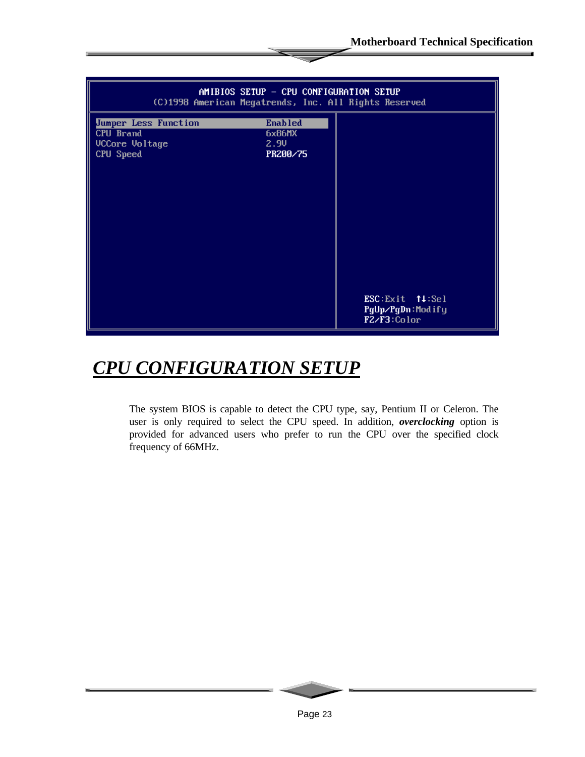```
AMIBIOS SETUP - CPU CONFIGURATION SETUP
(C)1998 American Megatrends, Inc. All Rights Reserved

Jumper Less Function        Enabled
CPU Brand                   6x86MX
VCCore Voltage              2.9V
CPU Speed                   PR200/75

                                        ESC:Exit  ↑↓:Sel
                                        PgUp/PgDn:Modify
                                        F2/F3:Color
```

# CPU CONFIGURATION SETUP

The system BIOS is capable to detect the CPU type, say, Pentium II or Celeron. The user is only required to select the CPU speed. In addition, ***overclocking*** option is provided for advanced users who prefer to run the CPU over the specified clock frequency of 66MHz.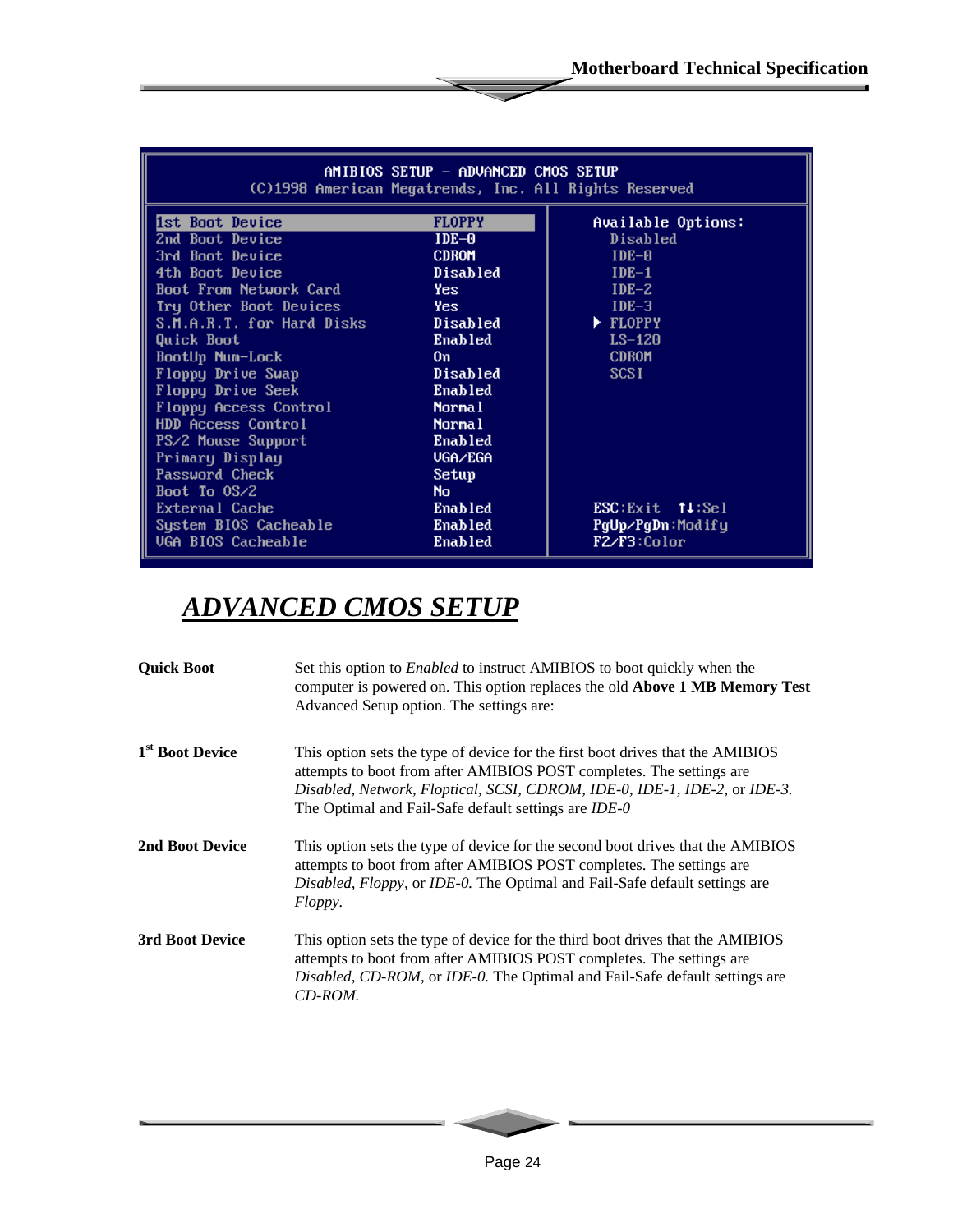```
AMIBIOS SETUP - ADVANCED CMOS SETUP
(C)1998 American Megatrends, Inc. All Rights Reserved

1st Boot Device            FLOPPY          Available Options:
2nd Boot Device            IDE-0             Disabled
3rd Boot Device            CDROM             IDE-0
4th Boot Device            Disabled          IDE-1
Boot From Network Card     Yes               IDE-2
Try Other Boot Devices     Yes               IDE-3
S.M.A.R.T. for Hard Disks  Disabled        ► FLOPPY
Quick Boot                 Enabled           LS-120
BootUp Num-Lock            On                CDROM
Floppy Drive Swap          Disabled          SCSI
Floppy Drive Seek          Enabled
Floppy Access Control      Normal
HDD Access Control         Normal
PS/2 Mouse Support         Enabled
Primary Display            VGA/EGA
Password Check             Setup
Boot To OS/2               No
External Cache             Enabled         ESC:Exit  ↑↓:Sel
System BIOS Cacheable      Enabled         PgUp/PgDn:Modify
VGA BIOS Cacheable         Enabled         F2/F3:Color
```

# *ADVANCED CMOS SETUP*

**Quick Boot**

Set this option to *Enabled* to instruct AMIBIOS to boot quickly when the computer is powered on. This option replaces the old **Above 1 MB Memory Test** Advanced Setup option. The settings are:

**1st Boot Device**

This option sets the type of device for the first boot drives that the AMIBIOS attempts to boot from after AMIBIOS POST completes. The settings are *Disabled, Network, Floptical, SCSI, CDROM, IDE-0, IDE-1, IDE-2,* or *IDE-3.* The Optimal and Fail-Safe default settings are *IDE-0*

**2nd Boot Device**

This option sets the type of device for the second boot drives that the AMIBIOS attempts to boot from after AMIBIOS POST completes. The settings are *Disabled, Floppy,* or *IDE-0.* The Optimal and Fail-Safe default settings are *Floppy.*

**3rd Boot Device**

This option sets the type of device for the third boot drives that the AMIBIOS attempts to boot from after AMIBIOS POST completes. The settings are *Disabled, CD-ROM,* or *IDE-0.* The Optimal and Fail-Safe default settings are *CD-ROM.*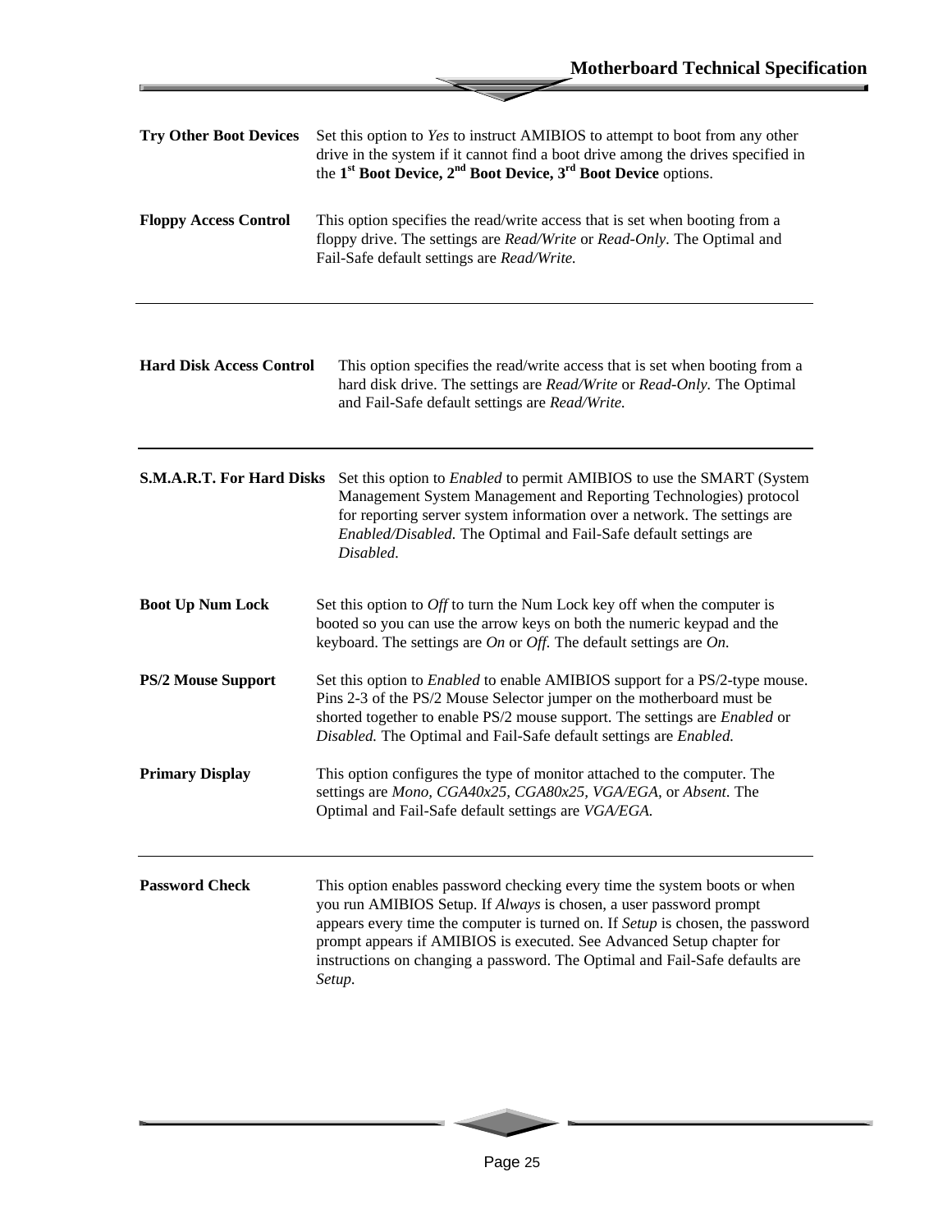**Try Other Boot Devices** Set this option to *Yes* to instruct AMIBIOS to attempt to boot from any other drive in the system if it cannot find a boot drive among the drives specified in the **1st Boot Device, 2nd Boot Device, 3rd Boot Device** options.

**Floppy Access Control** This option specifies the read/write access that is set when booting from a floppy drive. The settings are *Read/Write* or *Read-Only*. The Optimal and Fail-Safe default settings are *Read/Write.*

---

**Hard Disk Access Control** This option specifies the read/write access that is set when booting from a hard disk drive. The settings are *Read/Write* or *Read-Only*. The Optimal and Fail-Safe default settings are *Read/Write.*

---

**S.M.A.R.T. For Hard Disks** Set this option to *Enabled* to permit AMIBIOS to use the SMART (System Management System Management and Reporting Technologies) protocol for reporting server system information over a network. The settings are *Enabled/Disabled.* The Optimal and Fail-Safe default settings are *Disabled.*

**Boot Up Num Lock** Set this option to *Off* to turn the Num Lock key off when the computer is booted so you can use the arrow keys on both the numeric keypad and the keyboard. The settings are *On* or *Off*. The default settings are *On.*

**PS/2 Mouse Support** Set this option to *Enabled* to enable AMIBIOS support for a PS/2-type mouse. Pins 2-3 of the PS/2 Mouse Selector jumper on the motherboard must be shorted together to enable PS/2 mouse support. The settings are *Enabled* or *Disabled.* The Optimal and Fail-Safe default settings are *Enabled.*

**Primary Display** This option configures the type of monitor attached to the computer. The settings are *Mono, CGA40x25, CGA80x25, VGA/EGA*, or *Absent*. The Optimal and Fail-Safe default settings are *VGA/EGA.*

---

**Password Check** This option enables password checking every time the system boots or when you run AMIBIOS Setup. If *Always* is chosen, a user password prompt appears every time the computer is turned on. If *Setup* is chosen, the password prompt appears if AMIBIOS is executed. See Advanced Setup chapter for instructions on changing a password. The Optimal and Fail-Safe defaults are *Setup.*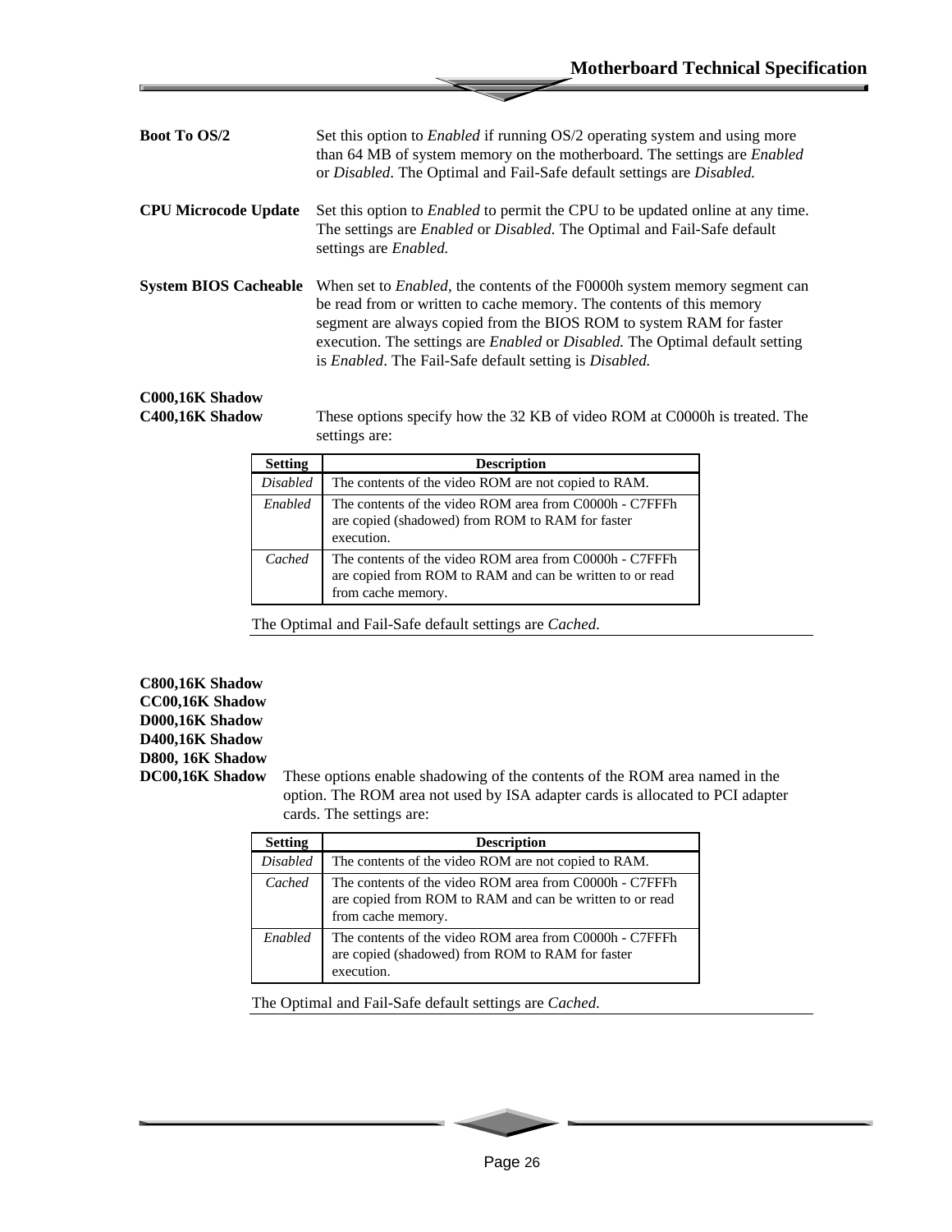**Boot To OS/2**

Set this option to *Enabled* if running OS/2 operating system and using more than 64 MB of system memory on the motherboard. The settings are *Enabled* or *Disabled*. The Optimal and Fail-Safe default settings are *Disabled.*

**CPU Microcode Update**

Set this option to *Enabled* to permit the CPU to be updated online at any time. The settings are *Enabled* or *Disabled.* The Optimal and Fail-Safe default settings are *Enabled.*

**System BIOS Cacheable**

When set to *Enabled*, the contents of the F0000h system memory segment can be read from or written to cache memory. The contents of this memory segment are always copied from the BIOS ROM to system RAM for faster execution. The settings are *Enabled* or *Disabled.* The Optimal default setting is *Enabled*. The Fail-Safe default setting is *Disabled.*

**C000,16K Shadow**
**C400,16K Shadow**

These options specify how the 32 KB of video ROM at C0000h is treated. The settings are:

| Setting | Description |
|---|---|
| *Disabled* | The contents of the video ROM are not copied to RAM. |
| *Enabled* | The contents of the video ROM area from C0000h - C7FFFh are copied (shadowed) from ROM to RAM for faster execution. |
| *Cached* | The contents of the video ROM area from C0000h - C7FFFh are copied from ROM to RAM and can be written to or read from cache memory. |

The Optimal and Fail-Safe default settings are *Cached.*

**C800,16K Shadow**
**CC00,16K Shadow**
**D000,16K Shadow**
**D400,16K Shadow**
**D800, 16K Shadow**
**DC00,16K Shadow**

These options enable shadowing of the contents of the ROM area named in the option. The ROM area not used by ISA adapter cards is allocated to PCI adapter cards. The settings are:

| Setting | Description |
|---|---|
| *Disabled* | The contents of the video ROM are not copied to RAM. |
| *Cached* | The contents of the video ROM area from C0000h - C7FFFh are copied from ROM to RAM and can be written to or read from cache memory. |
| *Enabled* | The contents of the video ROM area from C0000h - C7FFFh are copied (shadowed) from ROM to RAM for faster execution. |

The Optimal and Fail-Safe default settings are *Cached.*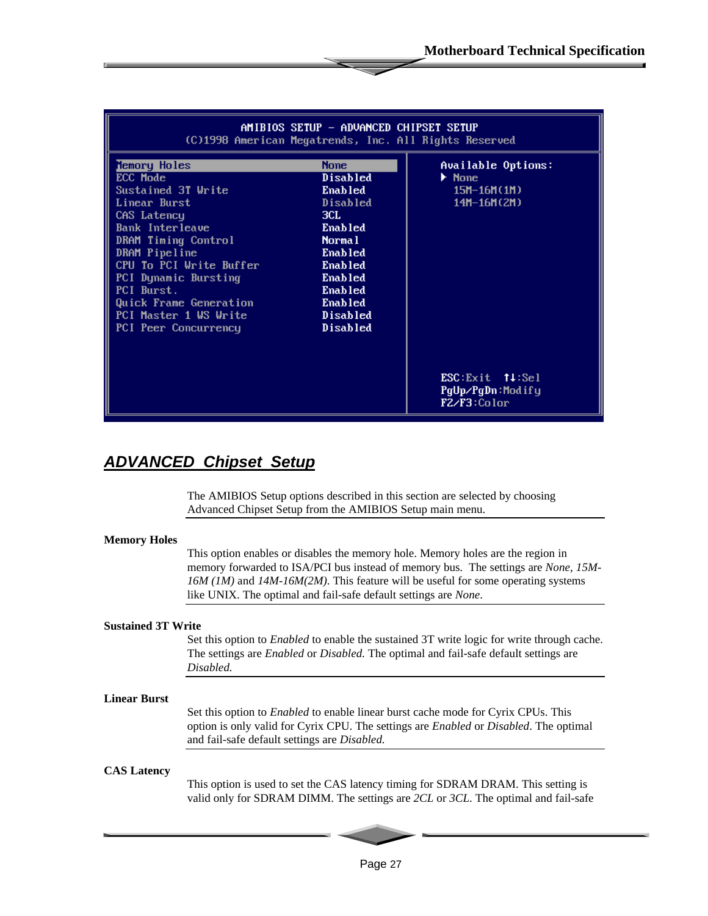```
AMIBIOS SETUP - ADVANCED CHIPSET SETUP
(C)1998 American Megatrends, Inc. All Rights Reserved

Memory Holes                    None        Available Options:
ECC Mode                        Disabled    ► None
Sustained 3T Write              Enabled       15M-16M(1M)
Linear Burst                    Disabled      14M-16M(2M)
CAS Latency                     3CL
Bank Interleave                 Enabled
DRAM Timing Control             Normal
DRAM Pipeline                   Enabled
CPU To PCI Write Buffer         Enabled
PCI Dynamic Bursting            Enabled
PCI Burst.                      Enabled
Quick Frame Generation          Enabled
PCI Master 1 WS Write           Disabled
PCI Peer Concurrency            Disabled

                                            ESC:Exit  ↑↓:Sel
                                            PgUp/PgDn:Modify
                                            F2/F3:Color
```

## ADVANCED Chipset Setup

The AMIBIOS Setup options described in this section are selected by choosing Advanced Chipset Setup from the AMIBIOS Setup main menu.

**Memory Holes**

This option enables or disables the memory hole. Memory holes are the region in memory forwarded to ISA/PCI bus instead of memory bus. The settings are *None*, *15M-16M (1M)* and *14M-16M(2M)*. This feature will be useful for some operating systems like UNIX. The optimal and fail-safe default settings are *None*.

**Sustained 3T Write**

Set this option to *Enabled* to enable the sustained 3T write logic for write through cache. The settings are *Enabled* or *Disabled.* The optimal and fail-safe default settings are *Disabled.*

**Linear Burst**

Set this option to *Enabled* to enable linear burst cache mode for Cyrix CPUs. This option is only valid for Cyrix CPU. The settings are *Enabled* or *Disabled*. The optimal and fail-safe default settings are *Disabled.*

**CAS Latency**

This option is used to set the CAS latency timing for SDRAM DRAM. This setting is valid only for SDRAM DIMM. The settings are *2CL* or *3CL*. The optimal and fail-safe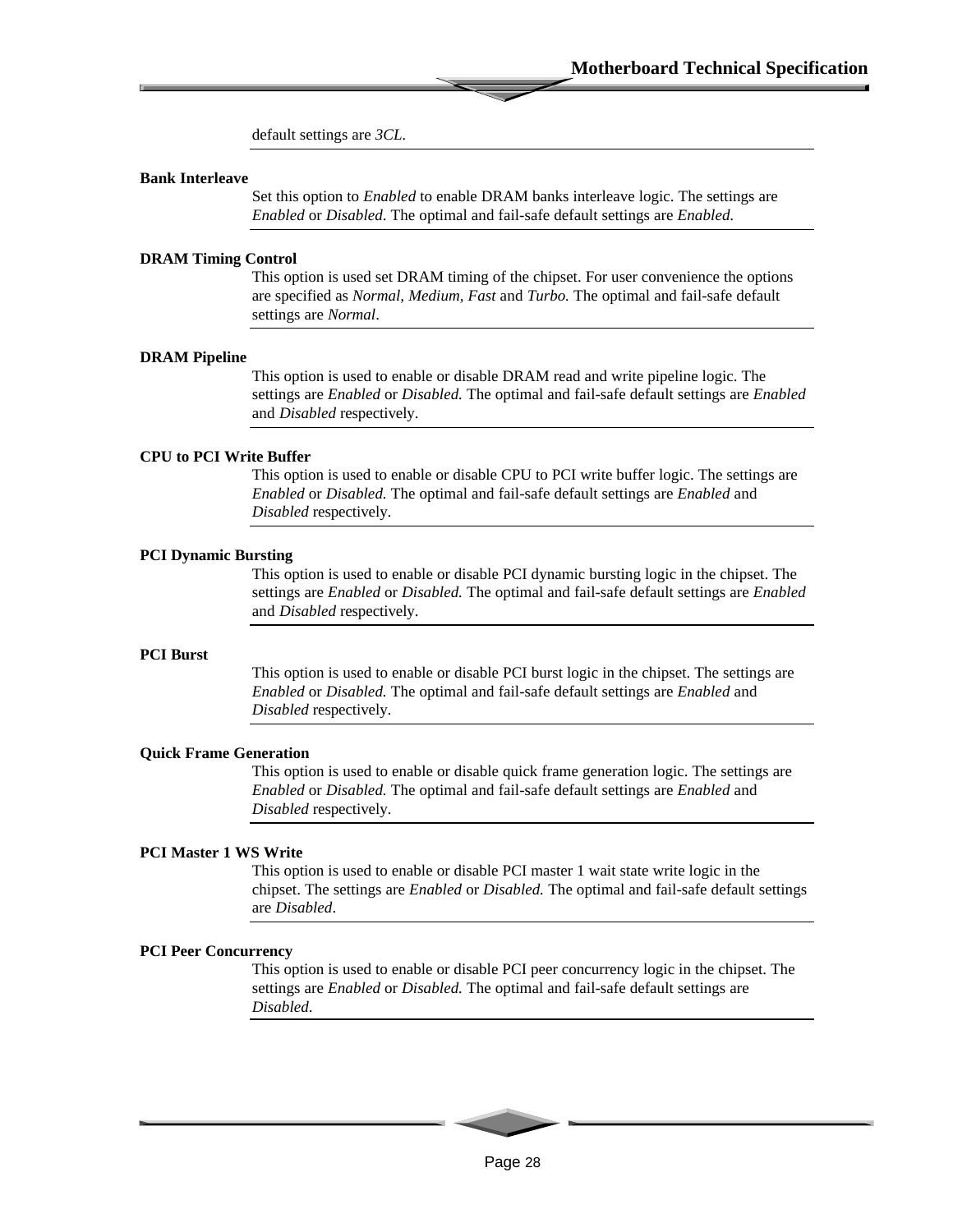default settings are *3CL*.

**Bank Interleave**

Set this option to *Enabled* to enable DRAM banks interleave logic. The settings are *Enabled* or *Disabled*. The optimal and fail-safe default settings are *Enabled.*

**DRAM Timing Control**

This option is used set DRAM timing of the chipset. For user convenience the options are specified as *Normal, Medium, Fast* and *Turbo.* The optimal and fail-safe default settings are *Normal*.

**DRAM Pipeline**

This option is used to enable or disable DRAM read and write pipeline logic. The settings are *Enabled* or *Disabled.* The optimal and fail-safe default settings are *Enabled* and *Disabled* respectively.

**CPU to PCI Write Buffer**

This option is used to enable or disable CPU to PCI write buffer logic. The settings are *Enabled* or *Disabled.* The optimal and fail-safe default settings are *Enabled* and *Disabled* respectively.

**PCI Dynamic Bursting**

This option is used to enable or disable PCI dynamic bursting logic in the chipset. The settings are *Enabled* or *Disabled.* The optimal and fail-safe default settings are *Enabled* and *Disabled* respectively.

**PCI Burst**

This option is used to enable or disable PCI burst logic in the chipset. The settings are *Enabled* or *Disabled.* The optimal and fail-safe default settings are *Enabled* and *Disabled* respectively.

**Quick Frame Generation**

This option is used to enable or disable quick frame generation logic. The settings are *Enabled* or *Disabled.* The optimal and fail-safe default settings are *Enabled* and *Disabled* respectively.

**PCI Master 1 WS Write**

This option is used to enable or disable PCI master 1 wait state write logic in the chipset. The settings are *Enabled* or *Disabled.* The optimal and fail-safe default settings are *Disabled*.

**PCI Peer Concurrency**

This option is used to enable or disable PCI peer concurrency logic in the chipset. The settings are *Enabled* or *Disabled.* The optimal and fail-safe default settings are *Disabled*.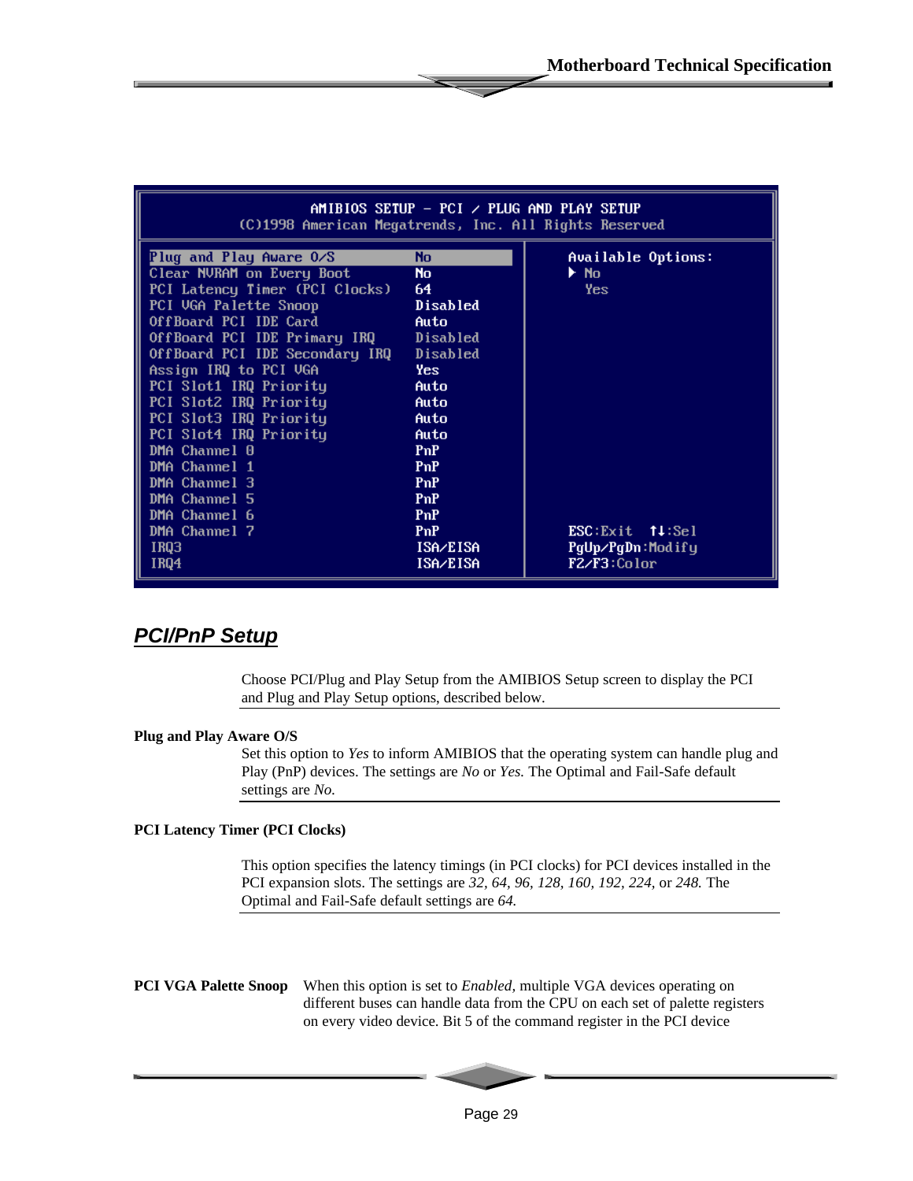```
AMIBIOS SETUP - PCI / PLUG AND PLAY SETUP
(C)1998 American Megatrends, Inc. All Rights Reserved

Plug and Play Aware O/S            No          Available Options:
Clear NVRAM on Every Boot          No          ▶ No
PCI Latency Timer (PCI Clocks)     64            Yes
PCI VGA Palette Snoop              Disabled
OffBoard PCI IDE Card              Auto
OffBoard PCI IDE Primary IRQ       Disabled
OffBoard PCI IDE Secondary IRQ     Disabled
Assign IRQ to PCI VGA              Yes
PCI Slot1 IRQ Priority             Auto
PCI Slot2 IRQ Priority             Auto
PCI Slot3 IRQ Priority             Auto
PCI Slot4 IRQ Priority             Auto
DMA Channel 0                      PnP
DMA Channel 1                      PnP
DMA Channel 3                      PnP
DMA Channel 5                      PnP
DMA Channel 6                      PnP
DMA Channel 7                      PnP         ESC:Exit  ↑↓:Sel
IRQ3                               ISA/EISA    PgUp/PgDn:Modify
IRQ4                               ISA/EISA    F2/F3:Color
```

## PCI/PnP Setup

Choose PCI/Plug and Play Setup from the AMIBIOS Setup screen to display the PCI and Plug and Play Setup options, described below.

**Plug and Play Aware O/S**

Set this option to *Yes* to inform AMIBIOS that the operating system can handle plug and Play (PnP) devices. The settings are *No* or *Yes.* The Optimal and Fail-Safe default settings are *No.*

**PCI Latency Timer (PCI Clocks)**

This option specifies the latency timings (in PCI clocks) for PCI devices installed in the PCI expansion slots. The settings are *32, 64, 96, 128, 160, 192, 224,* or *248.* The Optimal and Fail-Safe default settings are *64.*

**PCI VGA Palette Snoop** When this option is set to *Enabled,* multiple VGA devices operating on different buses can handle data from the CPU on each set of palette registers on every video device. Bit 5 of the command register in the PCI device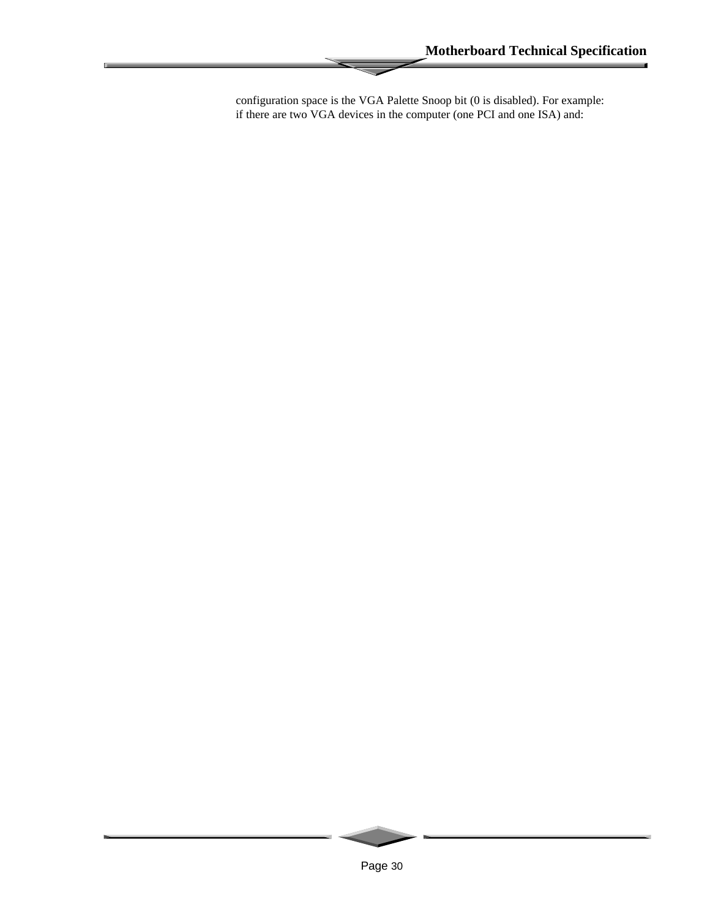configuration space is the VGA Palette Snoop bit (0 is disabled). For example: if there are two VGA devices in the computer (one PCI and one ISA) and: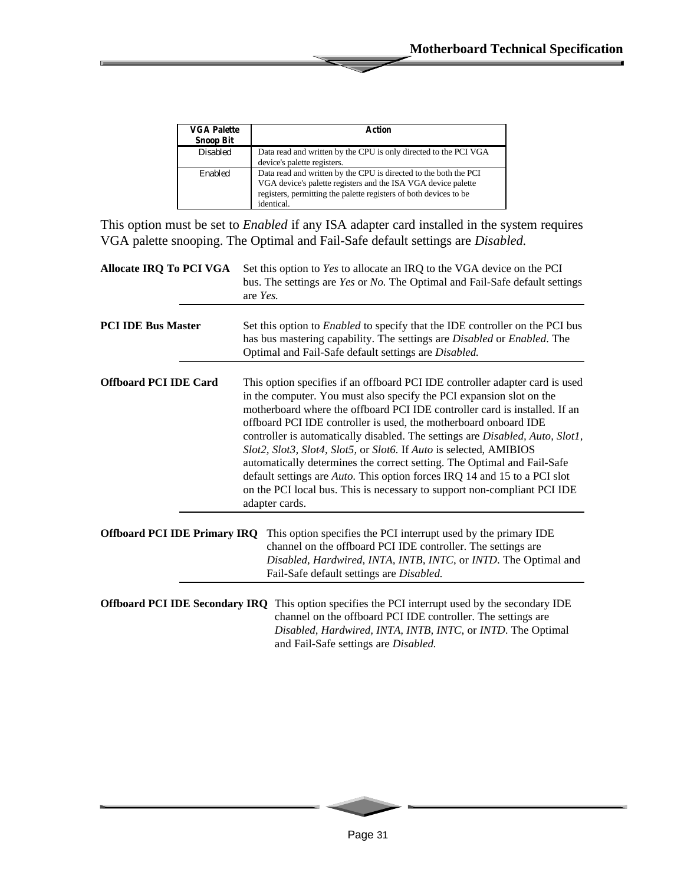| VGA Palette Snoop Bit | Action |
|---|---|
| Disabled | Data read and written by the CPU is only directed to the PCI VGA device's palette registers. |
| Enabled | Data read and written by the CPU is directed to the both the PCI VGA device's palette registers and the ISA VGA device palette registers, permitting the palette registers of both devices to be identical. |

This option must be set to *Enabled* if any ISA adapter card installed in the system requires VGA palette snooping. The Optimal and Fail-Safe default settings are *Disabled.*

**Allocate IRQ To PCI VGA** Set this option to *Yes* to allocate an IRQ to the VGA device on the PCI bus. The settings are *Yes* or *No.* The Optimal and Fail-Safe default settings are *Yes.*

**PCI IDE Bus Master** Set this option to *Enabled* to specify that the IDE controller on the PCI bus has bus mastering capability. The settings are *Disabled* or *Enabled*. The Optimal and Fail-Safe default settings are *Disabled.*

**Offboard PCI IDE Card** This option specifies if an offboard PCI IDE controller adapter card is used in the computer. You must also specify the PCI expansion slot on the motherboard where the offboard PCI IDE controller card is installed. If an offboard PCI IDE controller is used, the motherboard onboard IDE controller is automatically disabled. The settings are *Disabled, Auto*, *Slot1, Slot2, Slot3, Slot4, Slot5,* or *Slot6.* If *Auto* is selected, AMIBIOS automatically determines the correct setting. The Optimal and Fail-Safe default settings are *Auto.* This option forces IRQ 14 and 15 to a PCI slot on the PCI local bus. This is necessary to support non-compliant PCI IDE adapter cards.

**Offboard PCI IDE Primary IRQ** This option specifies the PCI interrupt used by the primary IDE channel on the offboard PCI IDE controller. The settings are *Disabled, Hardwired, INTA, INTB, INTC*, or *INTD*. The Optimal and Fail-Safe default settings are *Disabled.*

**Offboard PCI IDE Secondary IRQ** This option specifies the PCI interrupt used by the secondary IDE channel on the offboard PCI IDE controller. The settings are *Disabled, Hardwired, INTA, INTB, INTC*, or *INTD*. The Optimal and Fail-Safe settings are *Disabled.*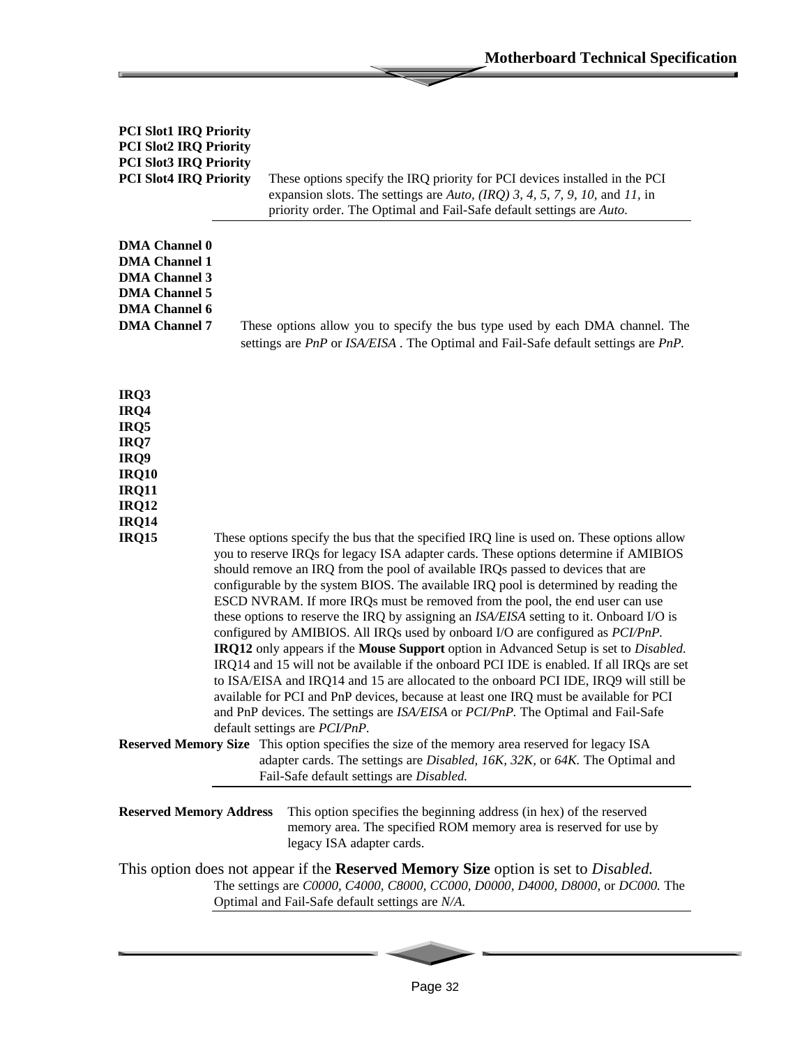**PCI Slot1 IRQ Priority**
**PCI Slot2 IRQ Priority**
**PCI Slot3 IRQ Priority**
**PCI Slot4 IRQ Priority** These options specify the IRQ priority for PCI devices installed in the PCI expansion slots. The settings are *Auto, (IRQ) 3, 4, 5, 7, 9, 10,* and *11,* in priority order. The Optimal and Fail-Safe default settings are *Auto.*

---

**DMA Channel 0**
**DMA Channel 1**
**DMA Channel 3**
**DMA Channel 5**
**DMA Channel 6**
**DMA Channel 7** These options allow you to specify the bus type used by each DMA channel. The settings are *PnP* or *ISA/EISA* . The Optimal and Fail-Safe default settings are *PnP.*

**IRQ3**
**IRQ4**
**IRQ5**
**IRQ7**
**IRQ9**
**IRQ10**
**IRQ11**
**IRQ12**
**IRQ14**
**IRQ15** These options specify the bus that the specified IRQ line is used on. These options allow you to reserve IRQs for legacy ISA adapter cards. These options determine if AMIBIOS should remove an IRQ from the pool of available IRQs passed to devices that are configurable by the system BIOS. The available IRQ pool is determined by reading the ESCD NVRAM. If more IRQs must be removed from the pool, the end user can use these options to reserve the IRQ by assigning an *ISA/EISA* setting to it. Onboard I/O is configured by AMIBIOS. All IRQs used by onboard I/O are configured as *PCI/PnP.* **IRQ12** only appears if the **Mouse Support** option in Advanced Setup is set to *Disabled.* IRQ14 and 15 will not be available if the onboard PCI IDE is enabled. If all IRQs are set to ISA/EISA and IRQ14 and 15 are allocated to the onboard PCI IDE, IRQ9 will still be available for PCI and PnP devices, because at least one IRQ must be available for PCI and PnP devices. The settings are *ISA/EISA* or *PCI/PnP.* The Optimal and Fail-Safe default settings are *PCI/PnP.*

**Reserved Memory Size** This option specifies the size of the memory area reserved for legacy ISA adapter cards. The settings are *Disabled, 16K, 32K,* or *64K.* The Optimal and Fail-Safe default settings are *Disabled.*

---

**Reserved Memory Address** This option specifies the beginning address (in hex) of the reserved memory area. The specified ROM memory area is reserved for use by legacy ISA adapter cards.

This option does not appear if the **Reserved Memory Size** option is set to *Disabled.* The settings are *C0000, C4000, C8000, CC000, D0000, D4000, D8000,* or *DC000.* The Optimal and Fail-Safe default settings are *N/A.*

---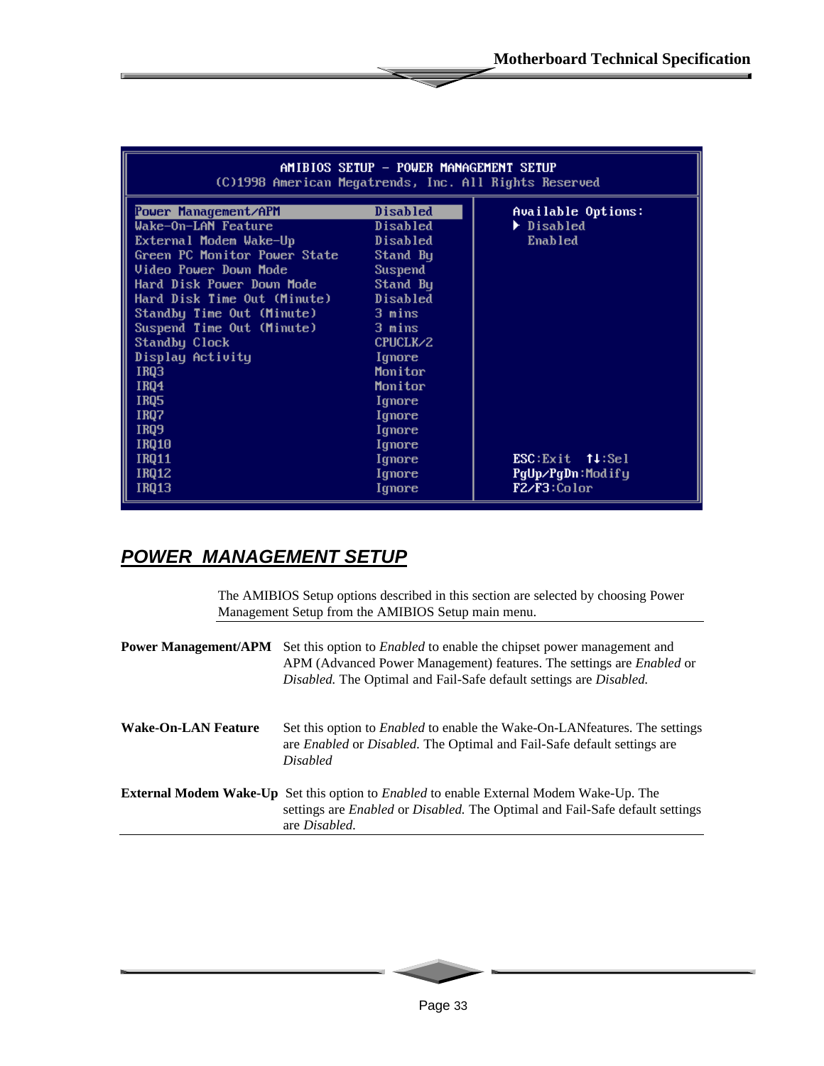```
AMIBIOS SETUP - POWER MANAGEMENT SETUP
(C)1998 American Megatrends, Inc. All Rights Reserved

Power Management/APM          Disabled       Available Options:
Wake-On-LAN Feature           Disabled       ► Disabled
External Modem Wake-Up        Disabled         Enabled
Green PC Monitor Power State  Stand By
Video Power Down Mode         Suspend
Hard Disk Power Down Mode     Stand By
Hard Disk Time Out (Minute)   Disabled
Standby Time Out (Minute)     3 mins
Suspend Time Out (Minute)     3 mins
Standby Clock                 CPUCLK/2
Display Activity              Ignore
IRQ3                          Monitor
IRQ4                          Monitor
IRQ5                          Ignore
IRQ7                          Ignore
IRQ9                          Ignore
IRQ10                         Ignore
IRQ11                         Ignore         ESC:Exit  ↑↓:Sel
IRQ12                         Ignore         PgUp/PgDn:Modify
IRQ13                         Ignore         F2/F3:Color
```

## POWER MANAGEMENT SETUP

The AMIBIOS Setup options described in this section are selected by choosing Power Management Setup from the AMIBIOS Setup main menu.

**Power Management/APM** Set this option to *Enabled* to enable the chipset power management and APM (Advanced Power Management) features. The settings are *Enabled* or *Disabled.* The Optimal and Fail-Safe default settings are *Disabled.*

**Wake-On-LAN Feature** Set this option to *Enabled* to enable the Wake-On-LANfeatures. The settings are *Enabled* or *Disabled.* The Optimal and Fail-Safe default settings are *Disabled*

**External Modem Wake-Up** Set this option to *Enabled* to enable External Modem Wake-Up. The settings are *Enabled* or *Disabled.* The Optimal and Fail-Safe default settings are *Disabled.*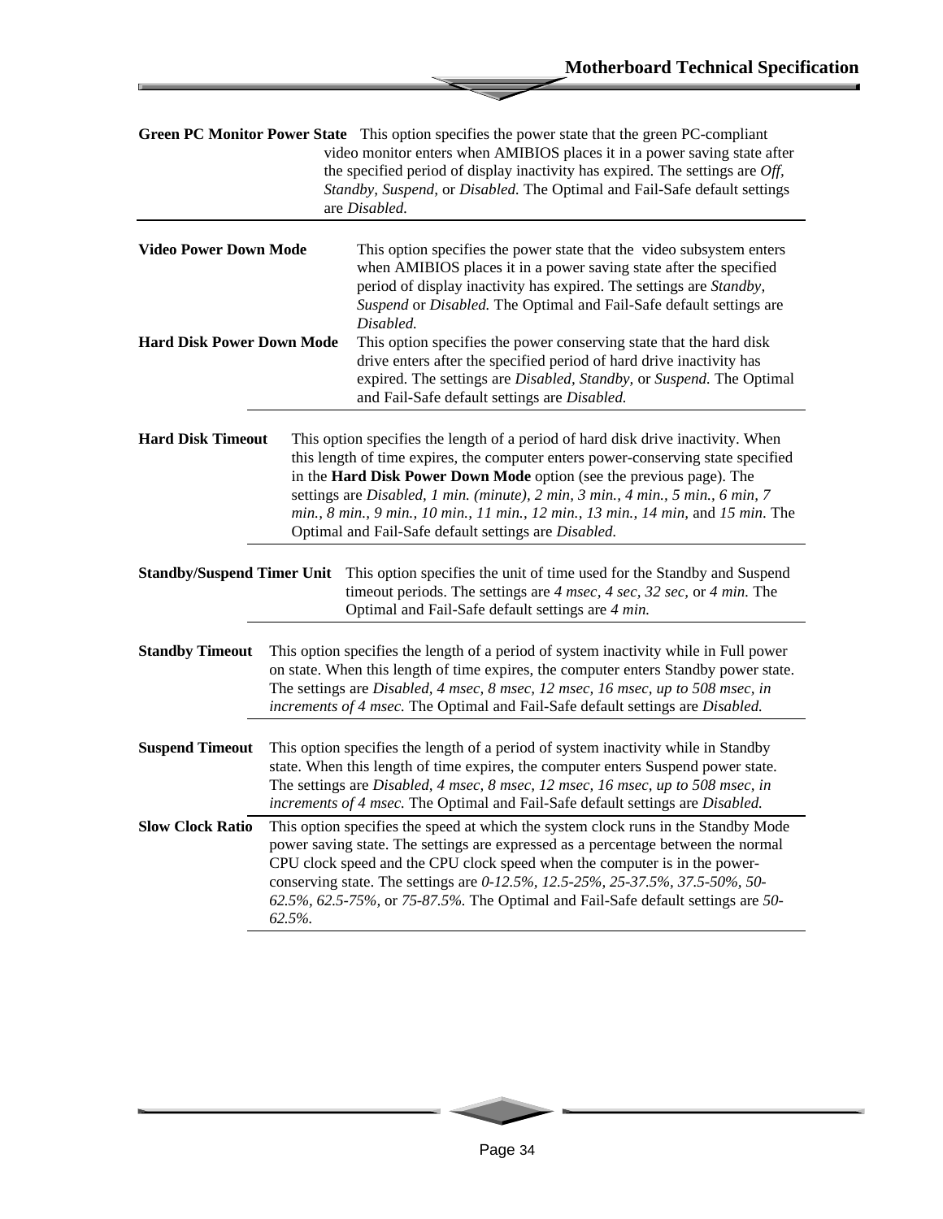**Green PC Monitor Power State** This option specifies the power state that the green PC-compliant video monitor enters when AMIBIOS places it in a power saving state after the specified period of display inactivity has expired. The settings are *Off, Standby, Suspend,* or *Disabled.* The Optimal and Fail-Safe default settings are *Disabled.*

---

**Video Power Down Mode** This option specifies the power state that the video subsystem enters when AMIBIOS places it in a power saving state after the specified period of display inactivity has expired. The settings are *Standby, Suspend* or *Disabled.* The Optimal and Fail-Safe default settings are *Disabled.*

**Hard Disk Power Down Mode** This option specifies the power conserving state that the hard disk drive enters after the specified period of hard drive inactivity has expired. The settings are *Disabled, Standby,* or *Suspend.* The Optimal and Fail-Safe default settings are *Disabled.*

---

**Hard Disk Timeout** This option specifies the length of a period of hard disk drive inactivity. When this length of time expires, the computer enters power-conserving state specified in the **Hard Disk Power Down Mode** option (see the previous page). The settings are *Disabled, 1 min. (minute), 2 min, 3 min., 4 min., 5 min., 6 min, 7 min., 8 min., 9 min., 10 min., 11 min., 12 min., 13 min., 14 min,* and *15 min*. The Optimal and Fail-Safe default settings are *Disabled.*

---

**Standby/Suspend Timer Unit** This option specifies the unit of time used for the Standby and Suspend timeout periods. The settings are *4 msec, 4 sec, 32 sec,* or *4 min.* The Optimal and Fail-Safe default settings are *4 min.*

---

**Standby Timeout** This option specifies the length of a period of system inactivity while in Full power on state. When this length of time expires, the computer enters Standby power state. The settings are *Disabled, 4 msec, 8 msec, 12 msec, 16 msec, up to 508 msec, in increments of 4 msec.* The Optimal and Fail-Safe default settings are *Disabled.*

---

**Suspend Timeout** This option specifies the length of a period of system inactivity while in Standby state. When this length of time expires, the computer enters Suspend power state. The settings are *Disabled, 4 msec, 8 msec, 12 msec, 16 msec, up to 508 msec, in increments of 4 msec.* The Optimal and Fail-Safe default settings are *Disabled.*

---

**Slow Clock Ratio** This option specifies the speed at which the system clock runs in the Standby Mode power saving state. The settings are expressed as a percentage between the normal CPU clock speed and the CPU clock speed when the computer is in the power-conserving state. The settings are *0-12.5%, 12.5-25%, 25-37.5%, 37.5-50%, 50-62.5%, 62.5-75%,* or *75-87.5%.* The Optimal and Fail-Safe default settings are *50-62.5%.*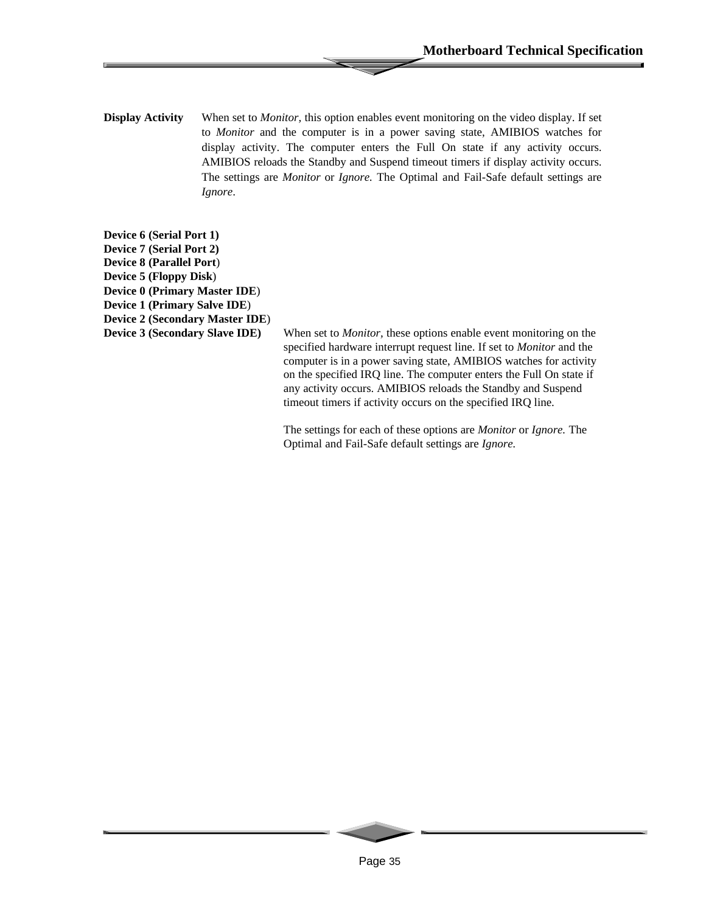**Display Activity** When set to *Monitor*, this option enables event monitoring on the video display. If set to *Monitor* and the computer is in a power saving state, AMIBIOS watches for display activity. The computer enters the Full On state if any activity occurs. AMIBIOS reloads the Standby and Suspend timeout timers if display activity occurs. The settings are *Monitor* or *Ignore.* The Optimal and Fail-Safe default settings are *Ignore*.

**Device 6 (Serial Port 1)**
**Device 7 (Serial Port 2)**
**Device 8 (Parallel Port**)
**Device 5 (Floppy Disk**)
**Device 0 (Primary Master IDE**)
**Device 1 (Primary Salve IDE**)
**Device 2 (Secondary Master IDE**)
**Device 3 (Secondary Slave IDE)** When set to *Monitor*, these options enable event monitoring on the specified hardware interrupt request line. If set to *Monitor* and the computer is in a power saving state, AMIBIOS watches for activity on the specified IRQ line. The computer enters the Full On state if any activity occurs. AMIBIOS reloads the Standby and Suspend timeout timers if activity occurs on the specified IRQ line.

The settings for each of these options are *Monitor* or *Ignore.* The Optimal and Fail-Safe default settings are *Ignore.*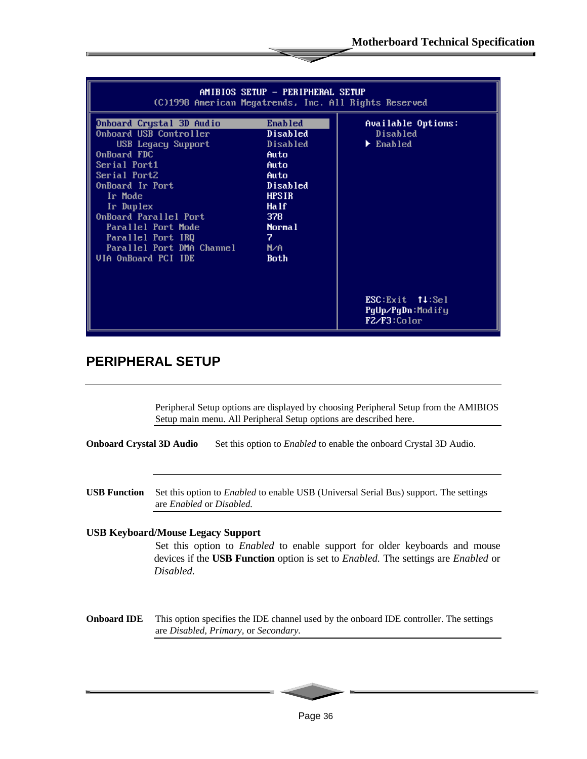```
AMIBIOS SETUP - PERIPHERAL SETUP
(C)1998 American Megatrends, Inc. All Rights Reserved

Onboard Crystal 3D Audio        Enabled     Available Options:
Onboard USB Controller          Disabled      Disabled
  USB Legacy Support            Disabled    ► Enabled
OnBoard FDC                     Auto
Serial Port1                    Auto
Serial Port2                    Auto
OnBoard Ir Port                 Disabled
  Ir Mode                       HPSIR
  Ir Duplex                     Half
OnBoard Parallel Port           378
  Parallel Port Mode            Normal
  Parallel Port IRQ             7
  Parallel Port DMA Channel     N/A
VIA OnBoard PCI IDE             Both

                                            ESC:Exit  ↑↓:Sel
                                            PgUp/PgDn:Modify
                                            F2/F3:Color
```

## PERIPHERAL SETUP

Peripheral Setup options are displayed by choosing Peripheral Setup from the AMIBIOS Setup main menu. All Peripheral Setup options are described here.

**Onboard Crystal 3D Audio** Set this option to *Enabled* to enable the onboard Crystal 3D Audio.

**USB Function** Set this option to *Enabled* to enable USB (Universal Serial Bus) support. The settings are *Enabled* or *Disabled.*

**USB Keyboard/Mouse Legacy Support**

Set this option to *Enabled* to enable support for older keyboards and mouse devices if the **USB Function** option is set to *Enabled.* The settings are *Enabled* or *Disabled.*

**Onboard IDE** This option specifies the IDE channel used by the onboard IDE controller. The settings are *Disabled, Primary,* or *Secondary.*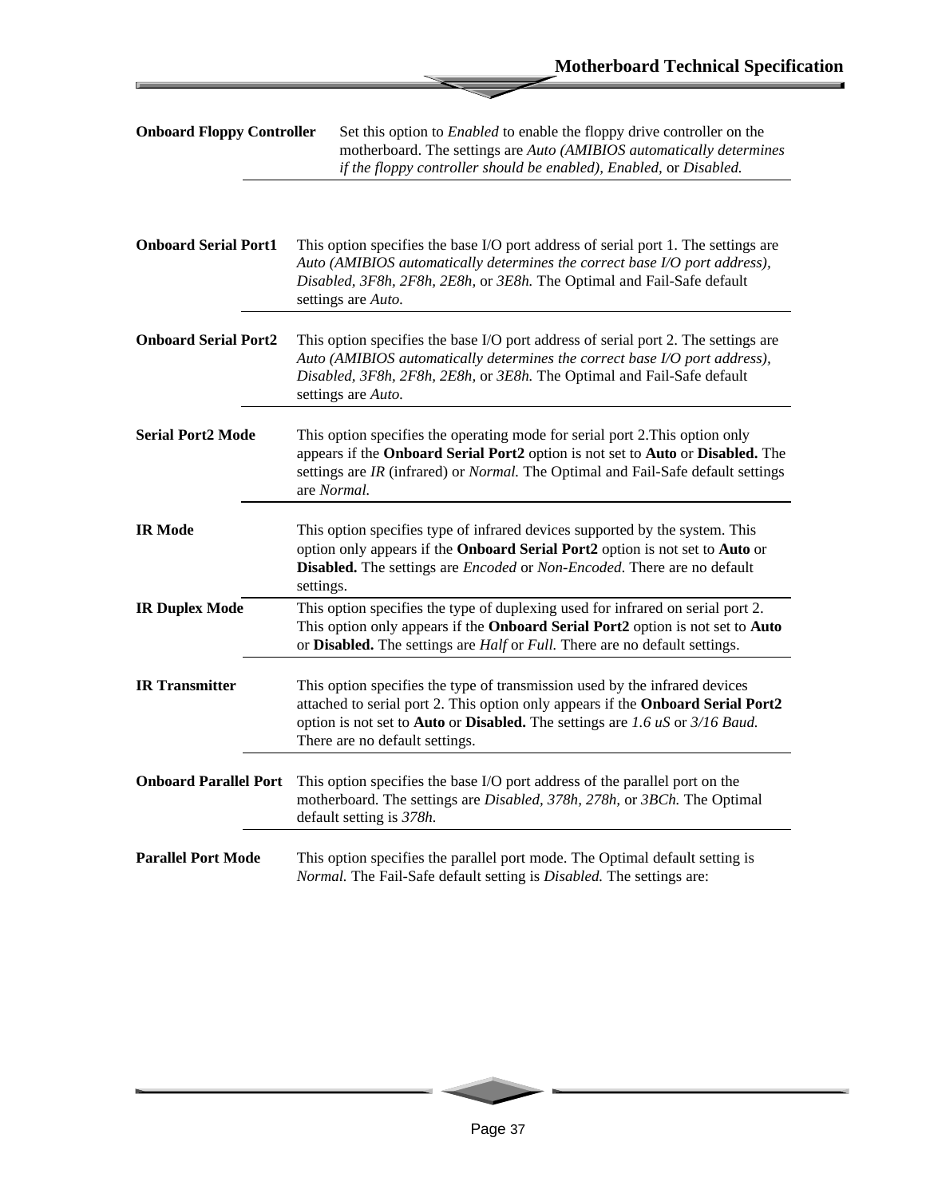**Onboard Floppy Controller** Set this option to *Enabled* to enable the floppy drive controller on the motherboard. The settings are *Auto (AMIBIOS automatically determines if the floppy controller should be enabled), Enabled,* or *Disabled.*

**Onboard Serial Port1** This option specifies the base I/O port address of serial port 1. The settings are *Auto (AMIBIOS automatically determines the correct base I/O port address), Disabled, 3F8h, 2F8h, 2E8h,* or *3E8h.* The Optimal and Fail-Safe default settings are *Auto.*

**Onboard Serial Port2** This option specifies the base I/O port address of serial port 2. The settings are *Auto (AMIBIOS automatically determines the correct base I/O port address), Disabled, 3F8h, 2F8h, 2E8h,* or *3E8h.* The Optimal and Fail-Safe default settings are *Auto.*

**Serial Port2 Mode** This option specifies the operating mode for serial port 2.This option only appears if the **Onboard Serial Port2** option is not set to **Auto** or **Disabled.** The settings are *IR* (infrared) or *Normal.* The Optimal and Fail-Safe default settings are *Normal.*

**IR Mode** This option specifies type of infrared devices supported by the system. This option only appears if the **Onboard Serial Port2** option is not set to **Auto** or **Disabled.** The settings are *Encoded* or *Non-Encoded*. There are no default settings.

**IR Duplex Mode** This option specifies the type of duplexing used for infrared on serial port 2. This option only appears if the **Onboard Serial Port2** option is not set to **Auto** or **Disabled.** The settings are *Half* or *Full.* There are no default settings.

**IR Transmitter** This option specifies the type of transmission used by the infrared devices attached to serial port 2. This option only appears if the **Onboard Serial Port2** option is not set to **Auto** or **Disabled.** The settings are *1.6 uS* or *3/16 Baud.* There are no default settings.

**Onboard Parallel Port** This option specifies the base I/O port address of the parallel port on the motherboard. The settings are *Disabled, 378h, 278h,* or *3BCh.* The Optimal default setting is *378h.*

**Parallel Port Mode** This option specifies the parallel port mode. The Optimal default setting is *Normal.* The Fail-Safe default setting is *Disabled.* The settings are: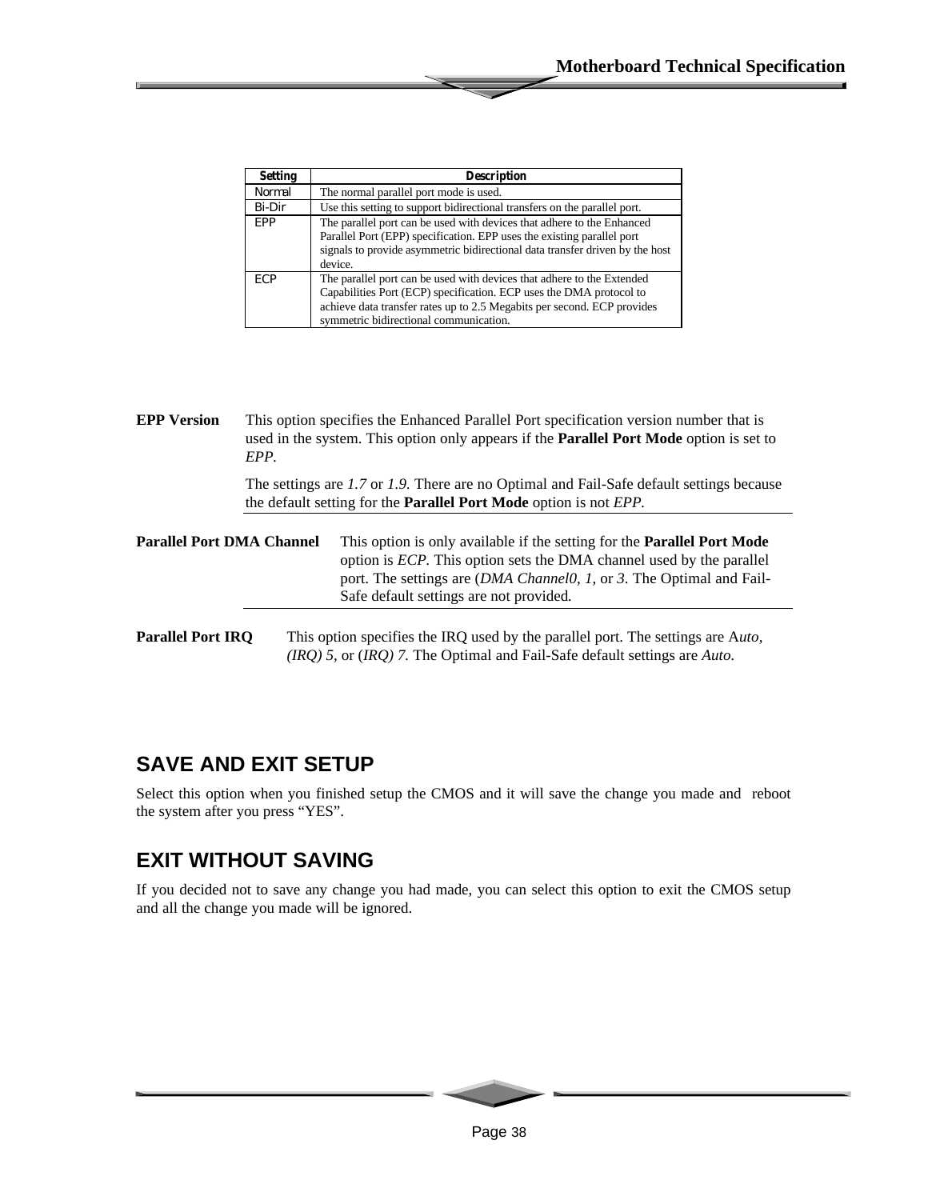| Setting | Description |
|---|---|
| Normal | The normal parallel port mode is used. |
| Bi-Dir | Use this setting to support bidirectional transfers on the parallel port. |
| EPP | The parallel port can be used with devices that adhere to the Enhanced Parallel Port (EPP) specification. EPP uses the existing parallel port signals to provide asymmetric bidirectional data transfer driven by the host device. |
| ECP | The parallel port can be used with devices that adhere to the Extended Capabilities Port (ECP) specification. ECP uses the DMA protocol to achieve data transfer rates up to 2.5 Megabits per second. ECP provides symmetric bidirectional communication. |

**EPP Version** This option specifies the Enhanced Parallel Port specification version number that is used in the system. This option only appears if the **Parallel Port Mode** option is set to *EPP*.

The settings are *1.7* or *1.9.* There are no Optimal and Fail-Safe default settings because the default setting for the **Parallel Port Mode** option is not *EPP.*

**Parallel Port DMA Channel** This option is only available if the setting for the **Parallel Port Mode** option is *ECP.* This option sets the DMA channel used by the parallel port. The settings are (*DMA Channel0, 1,* or *3.* The Optimal and Fail-Safe default settings are not provided*.*

**Parallel Port IRQ** This option specifies the IRQ used by the parallel port. The settings are A*uto, (IRQ) 5,* or (*IRQ) 7.* The Optimal and Fail-Safe default settings are *Auto.*

## SAVE AND EXIT SETUP

Select this option when you finished setup the CMOS and it will save the change you made and reboot the system after you press "YES".

## EXIT WITHOUT SAVING

If you decided not to save any change you had made, you can select this option to exit the CMOS setup and all the change you made will be ignored.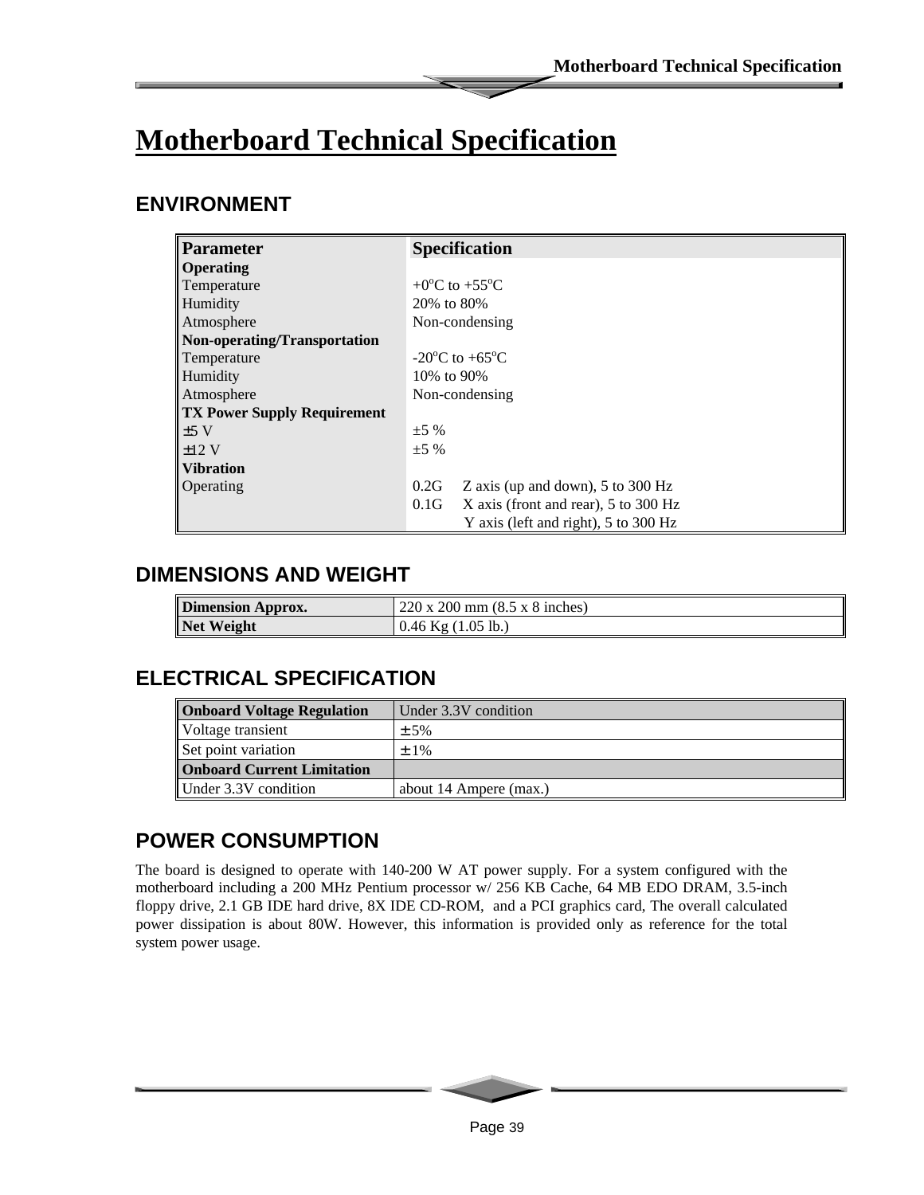# Motherboard Technical Specification

## ENVIRONMENT

| Parameter | Specification |
|---|---|
| **Operating** | |
| Temperature | +0°C to +55°C |
| Humidity | 20% to 80% |
| Atmosphere | Non-condensing |
| **Non-operating/Transportation** | |
| Temperature | -20°C to +65°C |
| Humidity | 10% to 90% |
| Atmosphere | Non-condensing |
| **TX Power Supply Requirement** | |
| ±5 V | ±5 % |
| ±12 V | ±5 % |
| **Vibration** | |
| Operating | 0.2G Z axis (up and down), 5 to 300 Hz |
| | 0.1G X axis (front and rear), 5 to 300 Hz |
| | Y axis (left and right), 5 to 300 Hz |

## DIMENSIONS AND WEIGHT

| | |
|---|---|
| **Dimension Approx.** | 220 x 200 mm (8.5 x 8 inches) |
| **Net Weight** | 0.46 Kg (1.05 lb.) |

## ELECTRICAL SPECIFICATION

| **Onboard Voltage Regulation** | Under 3.3V condition |
|---|---|
| Voltage transient | ± 5% |
| Set point variation | ± 1% |
| **Onboard Current Limitation** | |
| Under 3.3V condition | about 14 Ampere (max.) |

## POWER CONSUMPTION

The board is designed to operate with 140-200 W AT power supply. For a system configured with the motherboard including a 200 MHz Pentium processor w/ 256 KB Cache, 64 MB EDO DRAM, 3.5-inch floppy drive, 2.1 GB IDE hard drive, 8X IDE CD-ROM, and a PCI graphics card, The overall calculated power dissipation is about 80W. However, this information is provided only as reference for the total system power usage.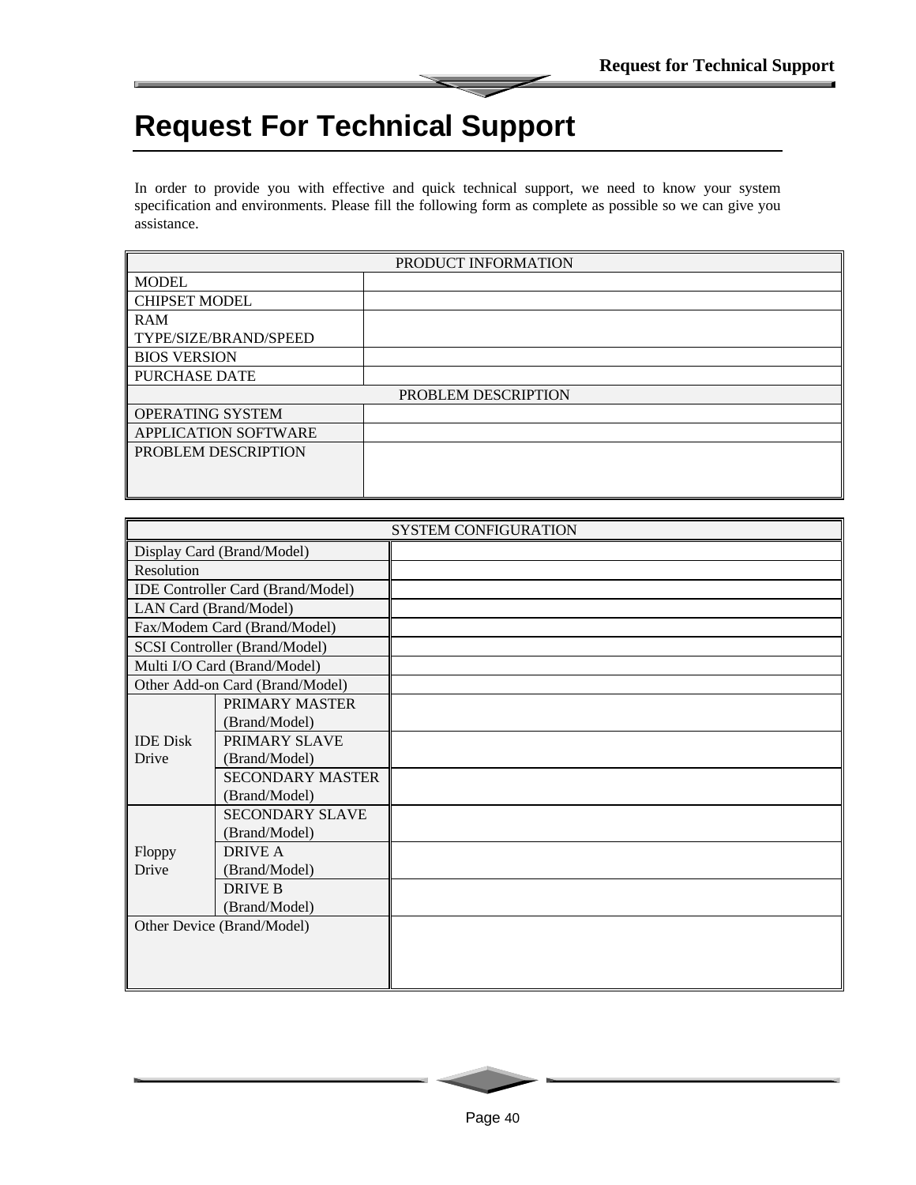# Request For Technical Support

In order to provide you with effective and quick technical support, we need to know your system specification and environments. Please fill the following form as complete as possible so we can give you assistance.

| PRODUCT INFORMATION | |
|---|---|
| MODEL | |
| CHIPSET MODEL | |
| RAM TYPE/SIZE/BRAND/SPEED | |
| BIOS VERSION | |
| PURCHASE DATE | |
| PROBLEM DESCRIPTION | |
| OPERATING SYSTEM | |
| APPLICATION SOFTWARE | |
| PROBLEM DESCRIPTION | |

| SYSTEM CONFIGURATION | | |
|---|---|---|
| Display Card (Brand/Model) | | |
| Resolution | | |
| IDE Controller Card (Brand/Model) | | |
| LAN Card (Brand/Model) | | |
| Fax/Modem Card (Brand/Model) | | |
| SCSI Controller (Brand/Model) | | |
| Multi I/O Card (Brand/Model) | | |
| Other Add-on Card (Brand/Model) | | |
| IDE Disk Drive | PRIMARY MASTER (Brand/Model) | |
| | PRIMARY SLAVE (Brand/Model) | |
| | SECONDARY MASTER (Brand/Model) | |
| Floppy Drive | SECONDARY SLAVE (Brand/Model) | |
| | DRIVE A (Brand/Model) | |
| | DRIVE B (Brand/Model) | |
| Other Device (Brand/Model) | | |